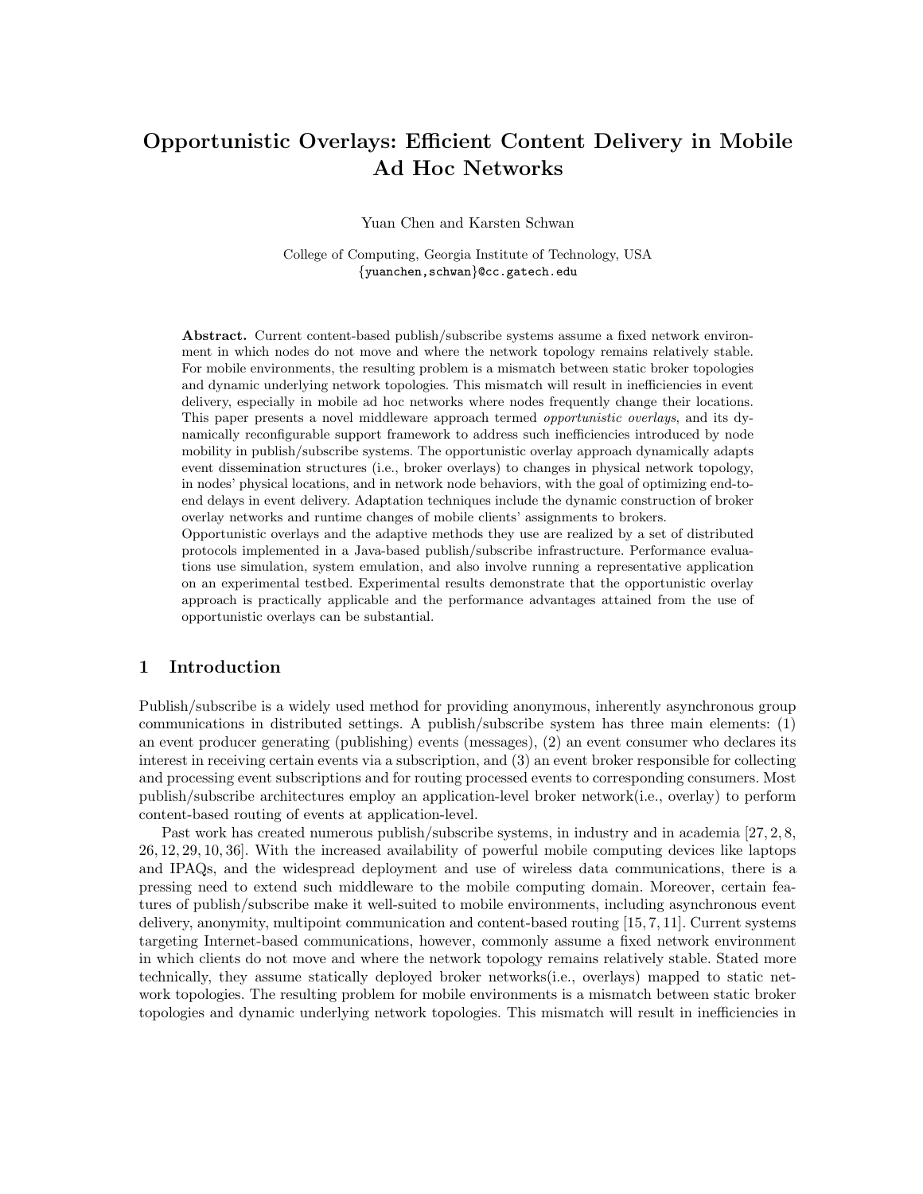# Opportunistic Overlays: Efficient Content Delivery in Mobile Ad Hoc Networks

Yuan Chen and Karsten Schwan

College of Computing, Georgia Institute of Technology, USA
{yuanchen,schwan}@cc.gatech.edu

**Abstract.** Current content-based publish/subscribe systems assume a fixed network environment in which nodes do not move and where the network topology remains relatively stable. For mobile environments, the resulting problem is a mismatch between static broker topologies and dynamic underlying network topologies. This mismatch will result in inefficiencies in event delivery, especially in mobile ad hoc networks where nodes frequently change their locations. This paper presents a novel middleware approach termed *opportunistic overlays*, and its dynamically reconfigurable support framework to address such inefficiencies introduced by node mobility in publish/subscribe systems. The opportunistic overlay approach dynamically adapts event dissemination structures (i.e., broker overlays) to changes in physical network topology, in nodes' physical locations, and in network node behaviors, with the goal of optimizing end-to-end delays in event delivery. Adaptation techniques include the dynamic construction of broker overlay networks and runtime changes of mobile clients' assignments to brokers.

Opportunistic overlays and the adaptive methods they use are realized by a set of distributed protocols implemented in a Java-based publish/subscribe infrastructure. Performance evaluations use simulation, system emulation, and also involve running a representative application on an experimental testbed. Experimental results demonstrate that the opportunistic overlay approach is practically applicable and the performance advantages attained from the use of opportunistic overlays can be substantial.

## 1 Introduction

Publish/subscribe is a widely used method for providing anonymous, inherently asynchronous group communications in distributed settings. A publish/subscribe system has three main elements: (1) an event producer generating (publishing) events (messages), (2) an event consumer who declares its interest in receiving certain events via a subscription, and (3) an event broker responsible for collecting and processing event subscriptions and for routing processed events to corresponding consumers. Most publish/subscribe architectures employ an application-level broker network(i.e., overlay) to perform content-based routing of events at application-level.

Past work has created numerous publish/subscribe systems, in industry and in academia [27, 2, 8, 26, 12, 29, 10, 36]. With the increased availability of powerful mobile computing devices like laptops and IPAQs, and the widespread deployment and use of wireless data communications, there is a pressing need to extend such middleware to the mobile computing domain. Moreover, certain features of publish/subscribe make it well-suited to mobile environments, including asynchronous event delivery, anonymity, multipoint communication and content-based routing [15, 7, 11]. Current systems targeting Internet-based communications, however, commonly assume a fixed network environment in which clients do not move and where the network topology remains relatively stable. Stated more technically, they assume statically deployed broker networks(i.e., overlays) mapped to static network topologies. The resulting problem for mobile environments is a mismatch between static broker topologies and dynamic underlying network topologies. This mismatch will result in inefficiencies in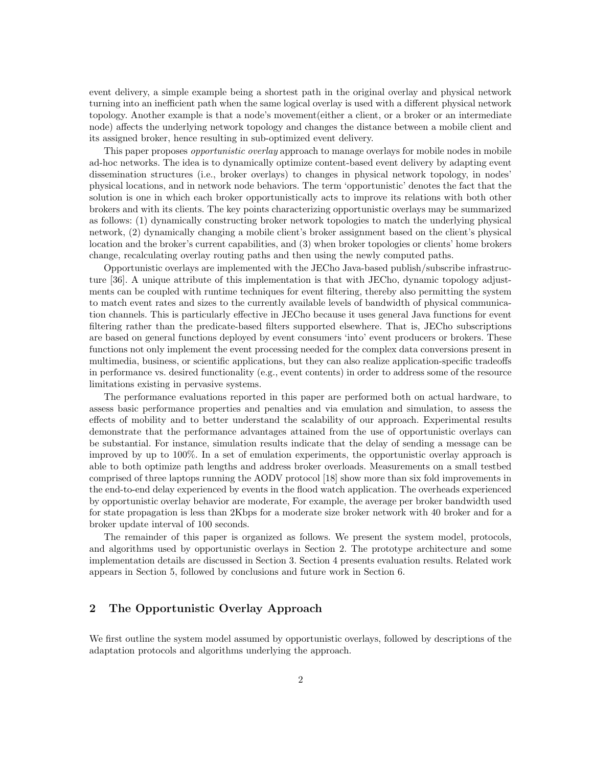event delivery, a simple example being a shortest path in the original overlay and physical network turning into an inefficient path when the same logical overlay is used with a different physical network topology. Another example is that a node's movement(either a client, or a broker or an intermediate node) affects the underlying network topology and changes the distance between a mobile client and its assigned broker, hence resulting in sub-optimized event delivery.

This paper proposes *opportunistic overlay* approach to manage overlays for mobile nodes in mobile ad-hoc networks. The idea is to dynamically optimize content-based event delivery by adapting event dissemination structures (i.e., broker overlays) to changes in physical network topology, in nodes' physical locations, and in network node behaviors. The term 'opportunistic' denotes the fact that the solution is one in which each broker opportunistically acts to improve its relations with both other brokers and with its clients. The key points characterizing opportunistic overlays may be summarized as follows: (1) dynamically constructing broker network topologies to match the underlying physical network, (2) dynamically changing a mobile client's broker assignment based on the client's physical location and the broker's current capabilities, and (3) when broker topologies or clients' home brokers change, recalculating overlay routing paths and then using the newly computed paths.

Opportunistic overlays are implemented with the JECho Java-based publish/subscribe infrastructure [36]. A unique attribute of this implementation is that with JECho, dynamic topology adjustments can be coupled with runtime techniques for event filtering, thereby also permitting the system to match event rates and sizes to the currently available levels of bandwidth of physical communication channels. This is particularly effective in JECho because it uses general Java functions for event filtering rather than the predicate-based filters supported elsewhere. That is, JECho subscriptions are based on general functions deployed by event consumers 'into' event producers or brokers. These functions not only implement the event processing needed for the complex data conversions present in multimedia, business, or scientific applications, but they can also realize application-specific tradeoffs in performance vs. desired functionality (e.g., event contents) in order to address some of the resource limitations existing in pervasive systems.

The performance evaluations reported in this paper are performed both on actual hardware, to assess basic performance properties and penalties and via emulation and simulation, to assess the effects of mobility and to better understand the scalability of our approach. Experimental results demonstrate that the performance advantages attained from the use of opportunistic overlays can be substantial. For instance, simulation results indicate that the delay of sending a message can be improved by up to 100%. In a set of emulation experiments, the opportunistic overlay approach is able to both optimize path lengths and address broker overloads. Measurements on a small testbed comprised of three laptops running the AODV protocol [18] show more than six fold improvements in the end-to-end delay experienced by events in the flood watch application. The overheads experienced by opportunistic overlay behavior are moderate, For example, the average per broker bandwidth used for state propagation is less than 2Kbps for a moderate size broker network with 40 broker and for a broker update interval of 100 seconds.

The remainder of this paper is organized as follows. We present the system model, protocols, and algorithms used by opportunistic overlays in Section 2. The prototype architecture and some implementation details are discussed in Section 3. Section 4 presents evaluation results. Related work appears in Section 5, followed by conclusions and future work in Section 6.

## 2 The Opportunistic Overlay Approach

We first outline the system model assumed by opportunistic overlays, followed by descriptions of the adaptation protocols and algorithms underlying the approach.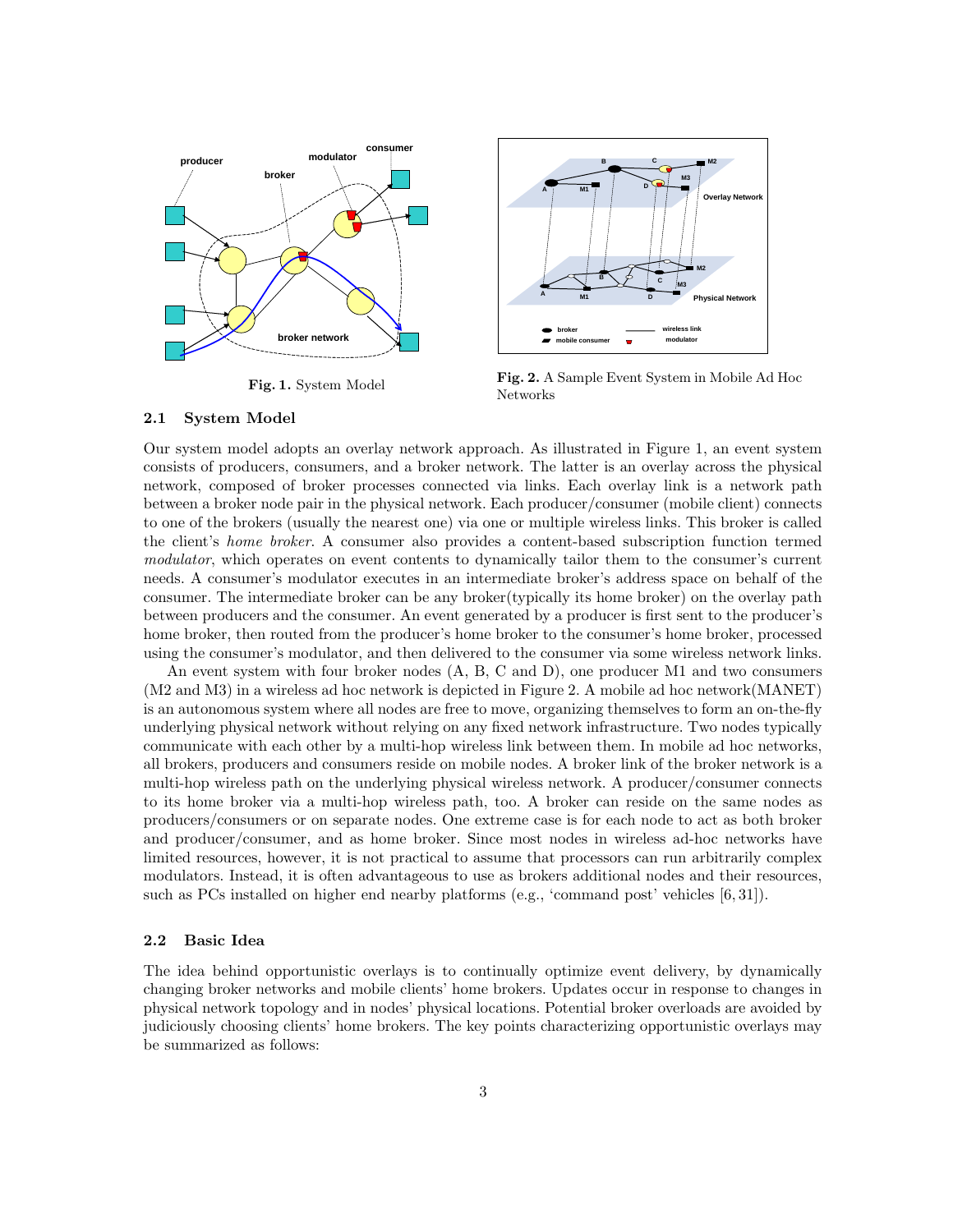Fig. 1. System Model

Fig. 2. A Sample Event System in Mobile Ad Hoc Networks

### 2.1 System Model

Our system model adopts an overlay network approach. As illustrated in Figure 1, an event system consists of producers, consumers, and a broker network. The latter is an overlay across the physical network, composed of broker processes connected via links. Each overlay link is a network path between a broker node pair in the physical network. Each producer/consumer (mobile client) connects to one of the brokers (usually the nearest one) via one or multiple wireless links. This broker is called the client's *home broker*. A consumer also provides a content-based subscription function termed *modulator*, which operates on event contents to dynamically tailor them to the consumer's current needs. A consumer's modulator executes in an intermediate broker's address space on behalf of the consumer. The intermediate broker can be any broker(typically its home broker) on the overlay path between producers and the consumer. An event generated by a producer is first sent to the producer's home broker, then routed from the producer's home broker to the consumer's home broker, processed using the consumer's modulator, and then delivered to the consumer via some wireless network links.

An event system with four broker nodes (A, B, C and D), one producer M1 and two consumers (M2 and M3) in a wireless ad hoc network is depicted in Figure 2. A mobile ad hoc network(MANET) is an autonomous system where all nodes are free to move, organizing themselves to form an on-the-fly underlying physical network without relying on any fixed network infrastructure. Two nodes typically communicate with each other by a multi-hop wireless link between them. In mobile ad hoc networks, all brokers, producers and consumers reside on mobile nodes. A broker link of the broker network is a multi-hop wireless path on the underlying physical wireless network. A producer/consumer connects to its home broker via a multi-hop wireless path, too. A broker can reside on the same nodes as producers/consumers or on separate nodes. One extreme case is for each node to act as both broker and producer/consumer, and as home broker. Since most nodes in wireless ad-hoc networks have limited resources, however, it is not practical to assume that processors can run arbitrarily complex modulators. Instead, it is often advantageous to use as brokers additional nodes and their resources, such as PCs installed on higher end nearby platforms (e.g., 'command post' vehicles [6, 31]).

### 2.2 Basic Idea

The idea behind opportunistic overlays is to continually optimize event delivery, by dynamically changing broker networks and mobile clients' home brokers. Updates occur in response to changes in physical network topology and in nodes' physical locations. Potential broker overloads are avoided by judiciously choosing clients' home brokers. The key points characterizing opportunistic overlays may be summarized as follows: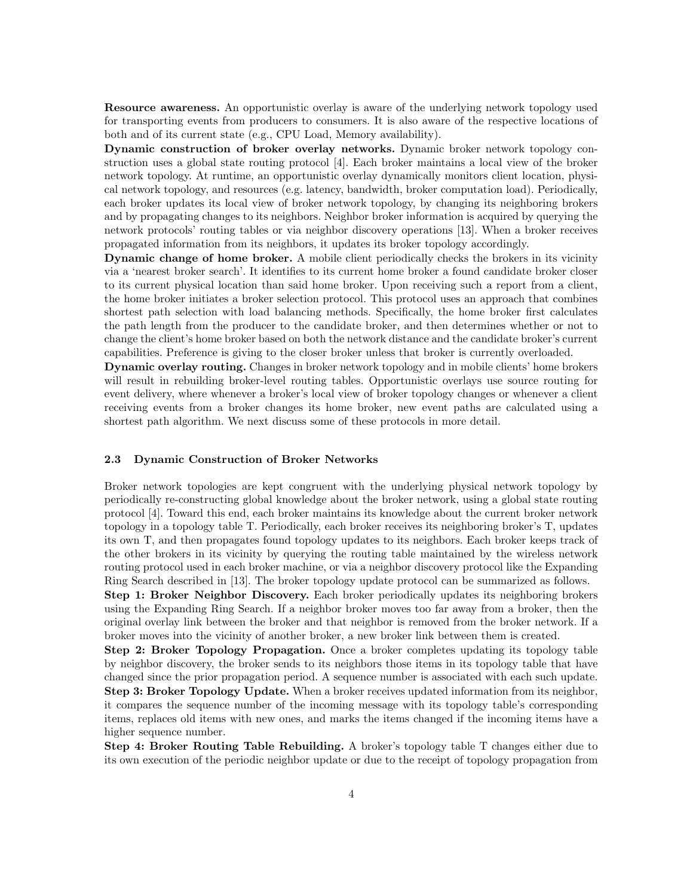**Resource awareness.** An opportunistic overlay is aware of the underlying network topology used for transporting events from producers to consumers. It is also aware of the respective locations of both and of its current state (e.g., CPU Load, Memory availability).

**Dynamic construction of broker overlay networks.** Dynamic broker network topology construction uses a global state routing protocol [4]. Each broker maintains a local view of the broker network topology. At runtime, an opportunistic overlay dynamically monitors client location, physical network topology, and resources (e.g. latency, bandwidth, broker computation load). Periodically, each broker updates its local view of broker network topology, by changing its neighboring brokers and by propagating changes to its neighbors. Neighbor broker information is acquired by querying the network protocols' routing tables or via neighbor discovery operations [13]. When a broker receives propagated information from its neighbors, it updates its broker topology accordingly.

**Dynamic change of home broker.** A mobile client periodically checks the brokers in its vicinity via a 'nearest broker search'. It identifies to its current home broker a found candidate broker closer to its current physical location than said home broker. Upon receiving such a report from a client, the home broker initiates a broker selection protocol. This protocol uses an approach that combines shortest path selection with load balancing methods. Specifically, the home broker first calculates the path length from the producer to the candidate broker, and then determines whether or not to change the client's home broker based on both the network distance and the candidate broker's current capabilities. Preference is giving to the closer broker unless that broker is currently overloaded.

**Dynamic overlay routing.** Changes in broker network topology and in mobile clients' home brokers will result in rebuilding broker-level routing tables. Opportunistic overlays use source routing for event delivery, where whenever a broker's local view of broker topology changes or whenever a client receiving events from a broker changes its home broker, new event paths are calculated using a shortest path algorithm. We next discuss some of these protocols in more detail.

### 2.3 Dynamic Construction of Broker Networks

Broker network topologies are kept congruent with the underlying physical network topology by periodically re-constructing global knowledge about the broker network, using a global state routing protocol [4]. Toward this end, each broker maintains its knowledge about the current broker network topology in a topology table T. Periodically, each broker receives its neighboring broker's T, updates its own T, and then propagates found topology updates to its neighbors. Each broker keeps track of the other brokers in its vicinity by querying the routing table maintained by the wireless network routing protocol used in each broker machine, or via a neighbor discovery protocol like the Expanding Ring Search described in [13]. The broker topology update protocol can be summarized as follows.

**Step 1: Broker Neighbor Discovery.** Each broker periodically updates its neighboring brokers using the Expanding Ring Search. If a neighbor broker moves too far away from a broker, then the original overlay link between the broker and that neighbor is removed from the broker network. If a broker moves into the vicinity of another broker, a new broker link between them is created.

**Step 2: Broker Topology Propagation.** Once a broker completes updating its topology table by neighbor discovery, the broker sends to its neighbors those items in its topology table that have changed since the prior propagation period. A sequence number is associated with each such update.

**Step 3: Broker Topology Update.** When a broker receives updated information from its neighbor, it compares the sequence number of the incoming message with its topology table's corresponding items, replaces old items with new ones, and marks the items changed if the incoming items have a higher sequence number.

**Step 4: Broker Routing Table Rebuilding.** A broker's topology table T changes either due to its own execution of the periodic neighbor update or due to the receipt of topology propagation from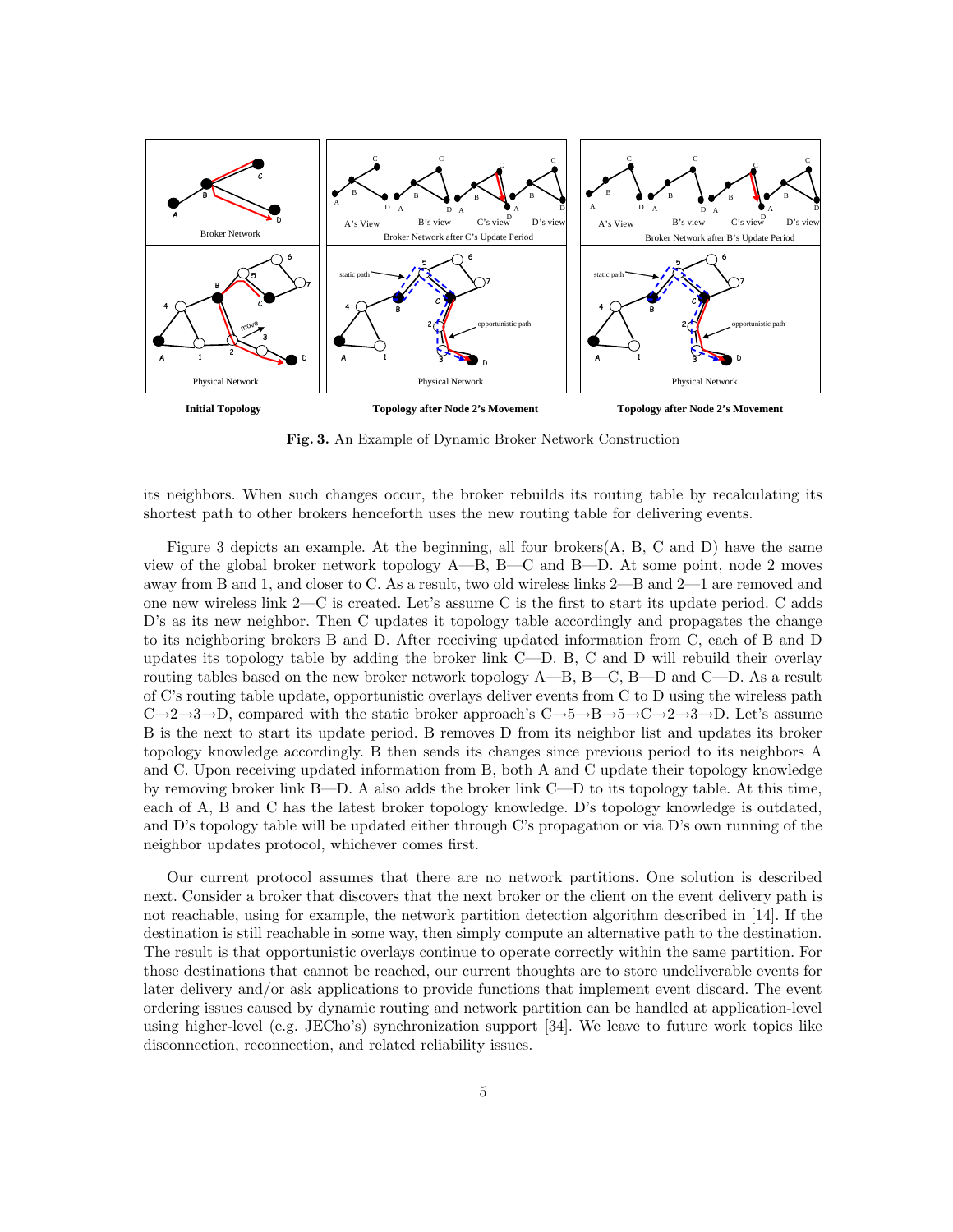**Fig. 3.** An Example of Dynamic Broker Network Construction

its neighbors. When such changes occur, the broker rebuilds its routing table by recalculating its shortest path to other brokers henceforth uses the new routing table for delivering events.

Figure 3 depicts an example. At the beginning, all four brokers(A, B, C and D) have the same view of the global broker network topology A—B, B—C and B—D. At some point, node 2 moves away from B and 1, and closer to C. As a result, two old wireless links 2—B and 2—1 are removed and one new wireless link 2—C is created. Let's assume C is the first to start its update period. C adds D's as its new neighbor. Then C updates it topology table accordingly and propagates the change to its neighboring brokers B and D. After receiving updated information from C, each of B and D updates its topology table by adding the broker link C—D. B, C and D will rebuild their overlay routing tables based on the new broker network topology A—B, B—C, B—D and C—D. As a result of C's routing table update, opportunistic overlays deliver events from C to D using the wireless path C→2→3→D, compared with the static broker approach's C→5→B→5→C→2→3→D. Let's assume B is the next to start its update period. B removes D from its neighbor list and updates its broker topology knowledge accordingly. B then sends its changes since previous period to its neighbors A and C. Upon receiving updated information from B, both A and C update their topology knowledge by removing broker link B—D. A also adds the broker link C—D to its topology table. At this time, each of A, B and C has the latest broker topology knowledge. D's topology knowledge is outdated, and D's topology table will be updated either through C's propagation or via D's own running of the neighbor updates protocol, whichever comes first.

Our current protocol assumes that there are no network partitions. One solution is described next. Consider a broker that discovers that the next broker or the client on the event delivery path is not reachable, using for example, the network partition detection algorithm described in [14]. If the destination is still reachable in some way, then simply compute an alternative path to the destination. The result is that opportunistic overlays continue to operate correctly within the same partition. For those destinations that cannot be reached, our current thoughts are to store undeliverable events for later delivery and/or ask applications to provide functions that implement event discard. The event ordering issues caused by dynamic routing and network partition can be handled at application-level using higher-level (e.g. JECho's) synchronization support [34]. We leave to future work topics like disconnection, reconnection, and related reliability issues.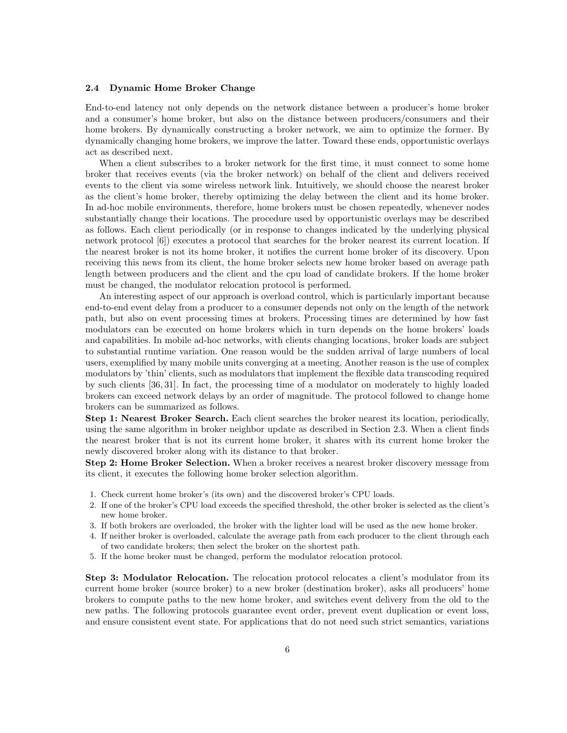### 2.4 Dynamic Home Broker Change

End-to-end latency not only depends on the network distance between a producer's home broker and a consumer's home broker, but also on the distance between producers/consumers and their home brokers. By dynamically constructing a broker network, we aim to optimize the former. By dynamically changing home brokers, we improve the latter. Toward these ends, opportunistic overlays act as described next.

When a client subscribes to a broker network for the first time, it must connect to some home broker that receives events (via the broker network) on behalf of the client and delivers received events to the client via some wireless network link. Intuitively, we should choose the nearest broker as the client's home broker, thereby optimizing the delay between the client and its home broker. In ad-hoc mobile environments, therefore, home brokers must be chosen repeatedly, whenever nodes substantially change their locations. The procedure used by opportunistic overlays may be described as follows. Each client periodically (or in response to changes indicated by the underlying physical network protocol [6]) executes a protocol that searches for the broker nearest its current location. If the nearest broker is not its home broker, it notifies the current home broker of its discovery. Upon receiving this news from its client, the home broker selects new home broker based on average path length between producers and the client and the cpu load of candidate brokers. If the home broker must be changed, the modulator relocation protocol is performed.

An interesting aspect of our approach is overload control, which is particularly important because end-to-end event delay from a producer to a consumer depends not only on the length of the network path, but also on event processing times at brokers. Processing times are determined by how fast modulators can be executed on home brokers which in turn depends on the home brokers' loads and capabilities. In mobile ad-hoc networks, with clients changing locations, broker loads are subject to substantial runtime variation. One reason would be the sudden arrival of large numbers of local users, exemplified by many mobile units converging at a meeting. Another reason is the use of complex modulators by 'thin' clients, such as modulators that implement the flexible data transcoding required by such clients [36, 31]. In fact, the processing time of a modulator on moderately to highly loaded brokers can exceed network delays by an order of magnitude. The protocol followed to change home brokers can be summarized as follows.

**Step 1: Nearest Broker Search.** Each client searches the broker nearest its location, periodically, using the same algorithm in broker neighbor update as described in Section 2.3. When a client finds the nearest broker that is not its current home broker, it shares with its current home broker the newly discovered broker along with its distance to that broker.

**Step 2: Home Broker Selection.** When a broker receives a nearest broker discovery message from its client, it executes the following home broker selection algorithm.

1. Check current home broker's (its own) and the discovered broker's CPU loads.
2. If one of the broker's CPU load exceeds the specified threshold, the other broker is selected as the client's new home broker.
3. If both brokers are overloaded, the broker with the lighter load will be used as the new home broker.
4. If neither broker is overloaded, calculate the average path from each producer to the client through each of two candidate brokers; then select the broker on the shortest path.
5. If the home broker must be changed, perform the modulator relocation protocol.

**Step 3: Modulator Relocation.** The relocation protocol relocates a client's modulator from its current home broker (source broker) to a new broker (destination broker), asks all producers' home brokers to compute paths to the new home broker, and switches event delivery from the old to the new paths. The following protocols guarantee event order, prevent event duplication or event loss, and ensure consistent event state. For applications that do not need such strict semantics, variations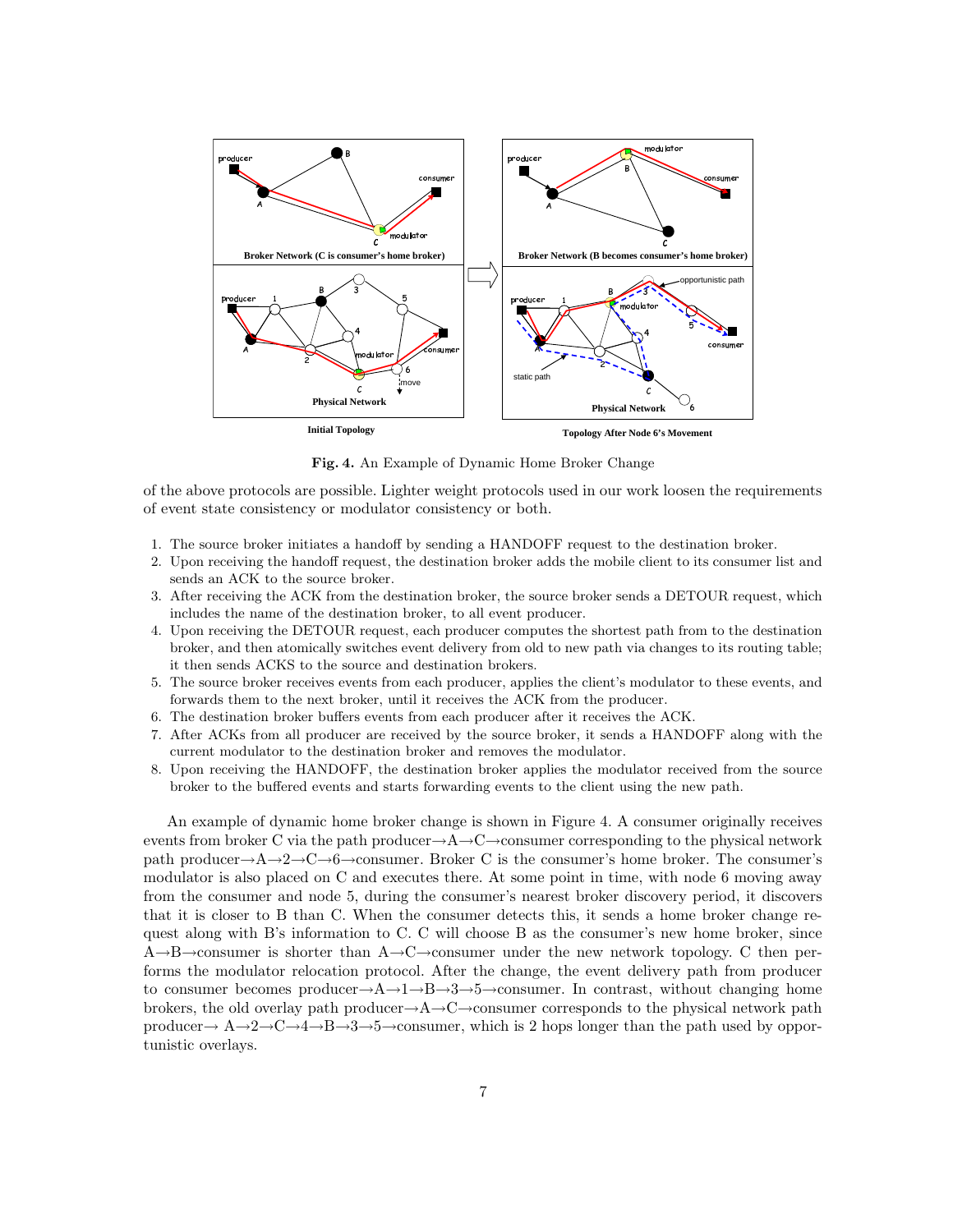Fig. 4. An Example of Dynamic Home Broker Change

of the above protocols are possible. Lighter weight protocols used in our work loosen the requirements of event state consistency or modulator consistency or both.

1. The source broker initiates a handoff by sending a HANDOFF request to the destination broker.
2. Upon receiving the handoff request, the destination broker adds the mobile client to its consumer list and sends an ACK to the source broker.
3. After receiving the ACK from the destination broker, the source broker sends a DETOUR request, which includes the name of the destination broker, to all event producer.
4. Upon receiving the DETOUR request, each producer computes the shortest path from to the destination broker, and then atomically switches event delivery from old to new path via changes to its routing table; it then sends ACKS to the source and destination brokers.
5. The source broker receives events from each producer, applies the client's modulator to these events, and forwards them to the next broker, until it receives the ACK from the producer.
6. The destination broker buffers events from each producer after it receives the ACK.
7. After ACKs from all producer are received by the source broker, it sends a HANDOFF along with the current modulator to the destination broker and removes the modulator.
8. Upon receiving the HANDOFF, the destination broker applies the modulator received from the source broker to the buffered events and starts forwarding events to the client using the new path.

An example of dynamic home broker change is shown in Figure 4. A consumer originally receives events from broker C via the path producer→A→C→consumer corresponding to the physical network path producer→A→2→C→6→consumer. Broker C is the consumer's home broker. The consumer's modulator is also placed on C and executes there. At some point in time, with node 6 moving away from the consumer and node 5, during the consumer's nearest broker discovery period, it discovers that it is closer to B than C. When the consumer detects this, it sends a home broker change request along with B's information to C. C will choose B as the consumer's new home broker, since A→B→consumer is shorter than A→C→consumer under the new network topology. C then performs the modulator relocation protocol. After the change, the event delivery path from producer to consumer becomes producer→A→1→B→3→5→consumer. In contrast, without changing home brokers, the old overlay path producer→A→C→consumer corresponds to the physical network path producer→ A→2→C→4→B→3→5→consumer, which is 2 hops longer than the path used by opportunistic overlays.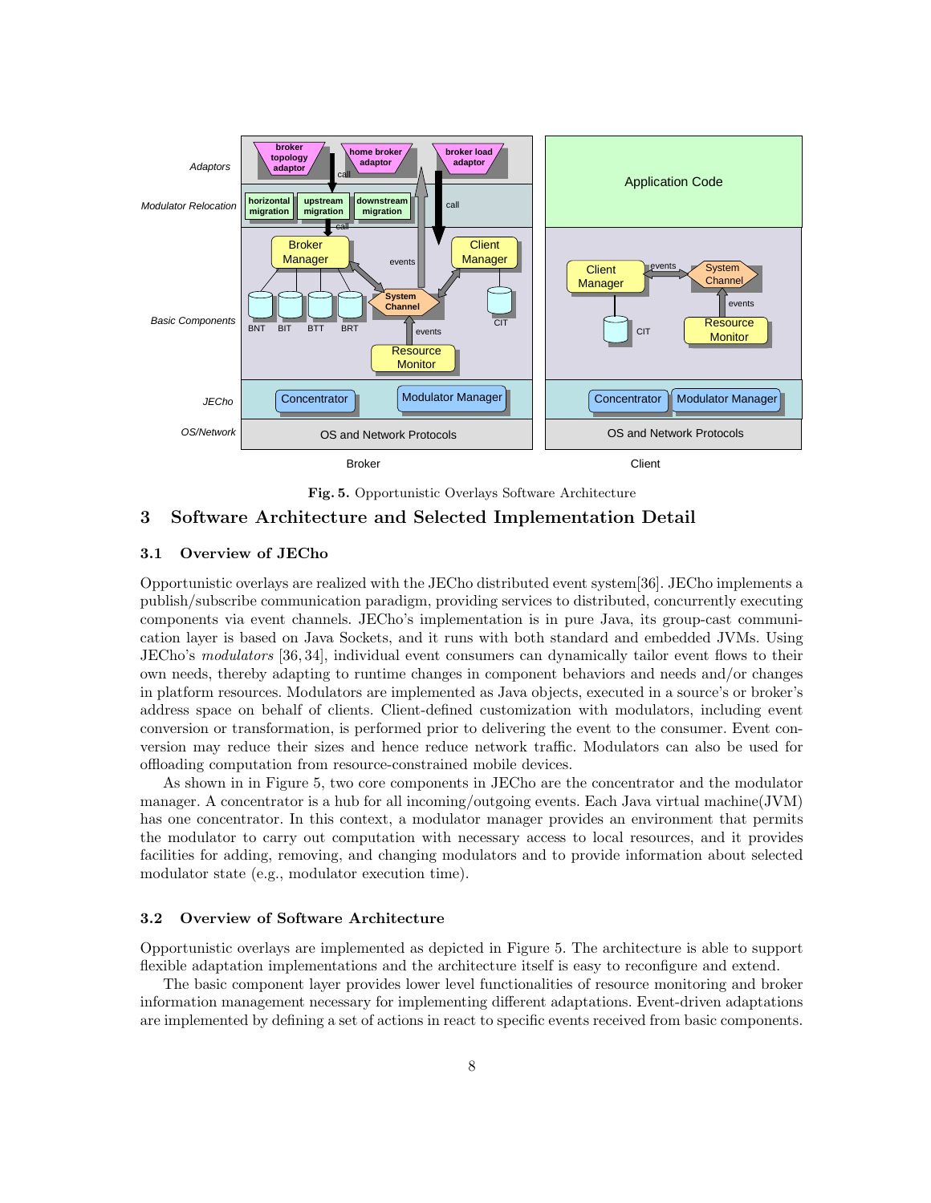Fig. 5. Opportunistic Overlays Software Architecture

## 3 Software Architecture and Selected Implementation Detail

### 3.1 Overview of JECho

Opportunistic overlays are realized with the JECho distributed event system[36]. JECho implements a publish/subscribe communication paradigm, providing services to distributed, concurrently executing components via event channels. JECho's implementation is in pure Java, its group-cast communication layer is based on Java Sockets, and it runs with both standard and embedded JVMs. Using JECho's *modulators* [36, 34], individual event consumers can dynamically tailor event flows to their own needs, thereby adapting to runtime changes in component behaviors and needs and/or changes in platform resources. Modulators are implemented as Java objects, executed in a source's or broker's address space on behalf of clients. Client-defined customization with modulators, including event conversion or transformation, is performed prior to delivering the event to the consumer. Event conversion may reduce their sizes and hence reduce network traffic. Modulators can also be used for offloading computation from resource-constrained mobile devices.

As shown in in Figure 5, two core components in JECho are the concentrator and the modulator manager. A concentrator is a hub for all incoming/outgoing events. Each Java virtual machine(JVM) has one concentrator. In this context, a modulator manager provides an environment that permits the modulator to carry out computation with necessary access to local resources, and it provides facilities for adding, removing, and changing modulators and to provide information about selected modulator state (e.g., modulator execution time).

### 3.2 Overview of Software Architecture

Opportunistic overlays are implemented as depicted in Figure 5. The architecture is able to support flexible adaptation implementations and the architecture itself is easy to reconfigure and extend.

The basic component layer provides lower level functionalities of resource monitoring and broker information management necessary for implementing different adaptations. Event-driven adaptations are implemented by defining a set of actions in react to specific events received from basic components.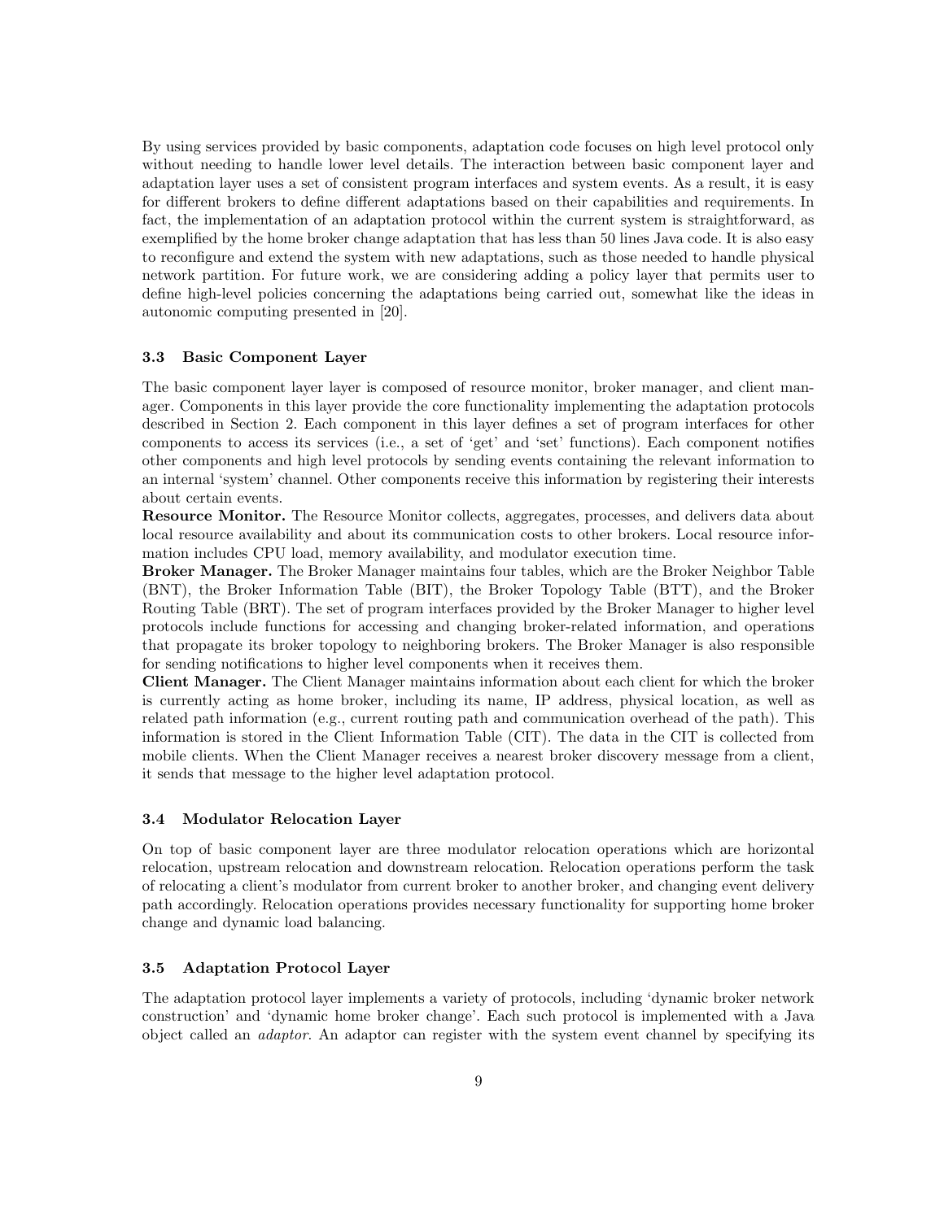By using services provided by basic components, adaptation code focuses on high level protocol only without needing to handle lower level details. The interaction between basic component layer and adaptation layer uses a set of consistent program interfaces and system events. As a result, it is easy for different brokers to define different adaptations based on their capabilities and requirements. In fact, the implementation of an adaptation protocol within the current system is straightforward, as exemplified by the home broker change adaptation that has less than 50 lines Java code. It is also easy to reconfigure and extend the system with new adaptations, such as those needed to handle physical network partition. For future work, we are considering adding a policy layer that permits user to define high-level policies concerning the adaptations being carried out, somewhat like the ideas in autonomic computing presented in [20].

### 3.3 Basic Component Layer

The basic component layer layer is composed of resource monitor, broker manager, and client manager. Components in this layer provide the core functionality implementing the adaptation protocols described in Section 2. Each component in this layer defines a set of program interfaces for other components to access its services (i.e., a set of 'get' and 'set' functions). Each component notifies other components and high level protocols by sending events containing the relevant information to an internal 'system' channel. Other components receive this information by registering their interests about certain events.

**Resource Monitor.** The Resource Monitor collects, aggregates, processes, and delivers data about local resource availability and about its communication costs to other brokers. Local resource information includes CPU load, memory availability, and modulator execution time.

**Broker Manager.** The Broker Manager maintains four tables, which are the Broker Neighbor Table (BNT), the Broker Information Table (BIT), the Broker Topology Table (BTT), and the Broker Routing Table (BRT). The set of program interfaces provided by the Broker Manager to higher level protocols include functions for accessing and changing broker-related information, and operations that propagate its broker topology to neighboring brokers. The Broker Manager is also responsible for sending notifications to higher level components when it receives them.

**Client Manager.** The Client Manager maintains information about each client for which the broker is currently acting as home broker, including its name, IP address, physical location, as well as related path information (e.g., current routing path and communication overhead of the path). This information is stored in the Client Information Table (CIT). The data in the CIT is collected from mobile clients. When the Client Manager receives a nearest broker discovery message from a client, it sends that message to the higher level adaptation protocol.

### 3.4 Modulator Relocation Layer

On top of basic component layer are three modulator relocation operations which are horizontal relocation, upstream relocation and downstream relocation. Relocation operations perform the task of relocating a client's modulator from current broker to another broker, and changing event delivery path accordingly. Relocation operations provides necessary functionality for supporting home broker change and dynamic load balancing.

### 3.5 Adaptation Protocol Layer

The adaptation protocol layer implements a variety of protocols, including 'dynamic broker network construction' and 'dynamic home broker change'. Each such protocol is implemented with a Java object called an *adaptor*. An adaptor can register with the system event channel by specifying its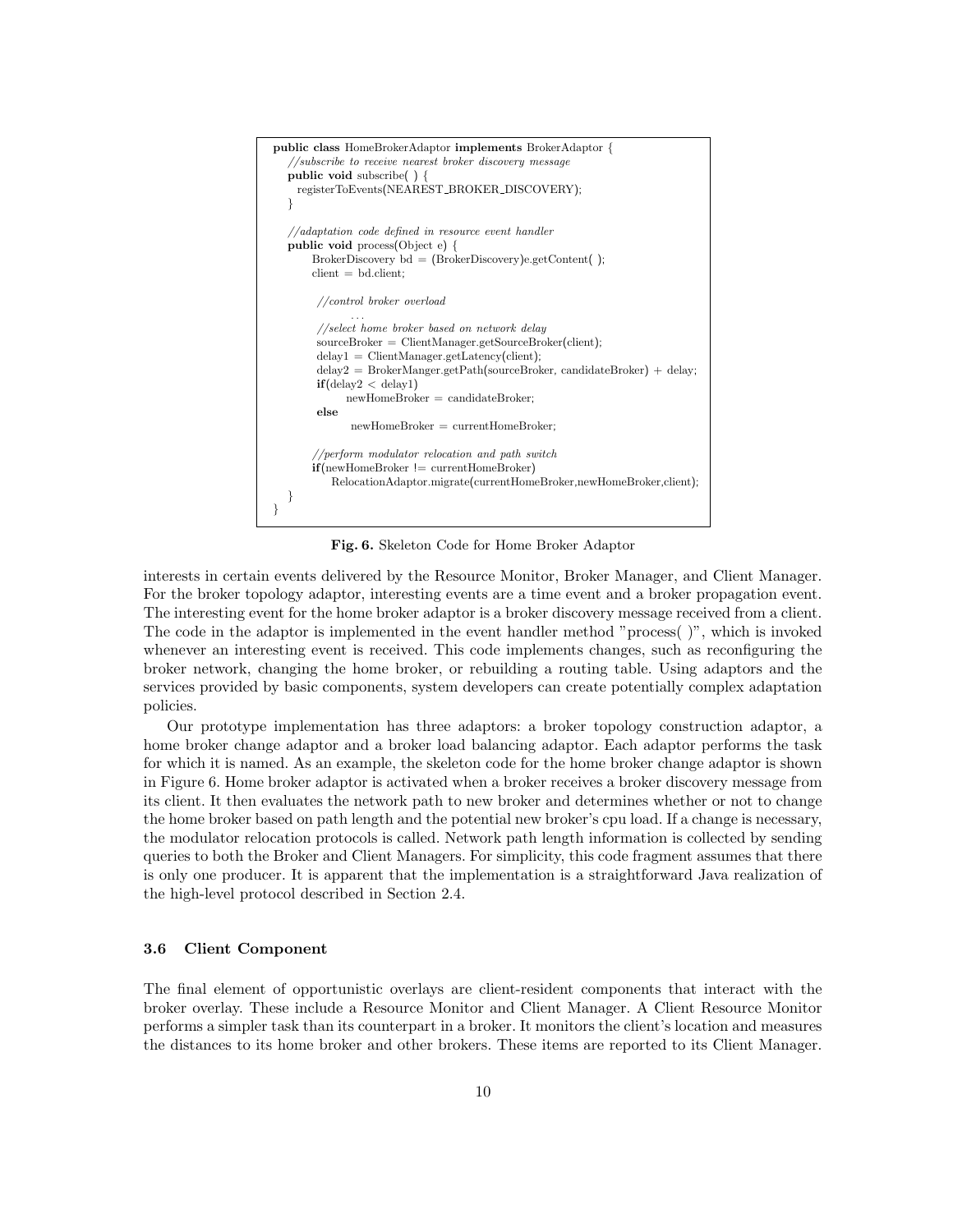```
public class HomeBrokerAdaptor implements BrokerAdaptor {
   //subscribe to receive nearest broker discovery message
   public void subscribe( ) {
     registerToEvents(NEAREST_BROKER_DISCOVERY);
   }

   //adaptation code defined in resource event handler
   public void process(Object e) {
        BrokerDiscovery bd = (BrokerDiscovery)e.getContent( );
        client = bd.client;

         //control broker overload
                 . . .
         //select home broker based on network delay
         sourceBroker = ClientManager.getSourceBroker(client);
         delay1 = ClientManager.getLatency(client);
         delay2 = BrokerManger.getPath(sourceBroker, candidateBroker) + delay;
         if(delay2 < delay1)
                newHomeBroker = candidateBroker;
         else
                 newHomeBroker = currentHomeBroker;

        //perform modulator relocation and path switch
        if(newHomeBroker != currentHomeBroker)
            RelocationAdaptor.migrate(currentHomeBroker,newHomeBroker,client);
   }
}
```

**Fig. 6.** Skeleton Code for Home Broker Adaptor

interests in certain events delivered by the Resource Monitor, Broker Manager, and Client Manager. For the broker topology adaptor, interesting events are a time event and a broker propagation event. The interesting event for the home broker adaptor is a broker discovery message received from a client. The code in the adaptor is implemented in the event handler method "process( )", which is invoked whenever an interesting event is received. This code implements changes, such as reconfiguring the broker network, changing the home broker, or rebuilding a routing table. Using adaptors and the services provided by basic components, system developers can create potentially complex adaptation policies.

Our prototype implementation has three adaptors: a broker topology construction adaptor, a home broker change adaptor and a broker load balancing adaptor. Each adaptor performs the task for which it is named. As an example, the skeleton code for the home broker change adaptor is shown in Figure 6. Home broker adaptor is activated when a broker receives a broker discovery message from its client. It then evaluates the network path to new broker and determines whether or not to change the home broker based on path length and the potential new broker's cpu load. If a change is necessary, the modulator relocation protocols is called. Network path length information is collected by sending queries to both the Broker and Client Managers. For simplicity, this code fragment assumes that there is only one producer. It is apparent that the implementation is a straightforward Java realization of the high-level protocol described in Section 2.4.

### 3.6 Client Component

The final element of opportunistic overlays are client-resident components that interact with the broker overlay. These include a Resource Monitor and Client Manager. A Client Resource Monitor performs a simpler task than its counterpart in a broker. It monitors the client's location and measures the distances to its home broker and other brokers. These items are reported to its Client Manager.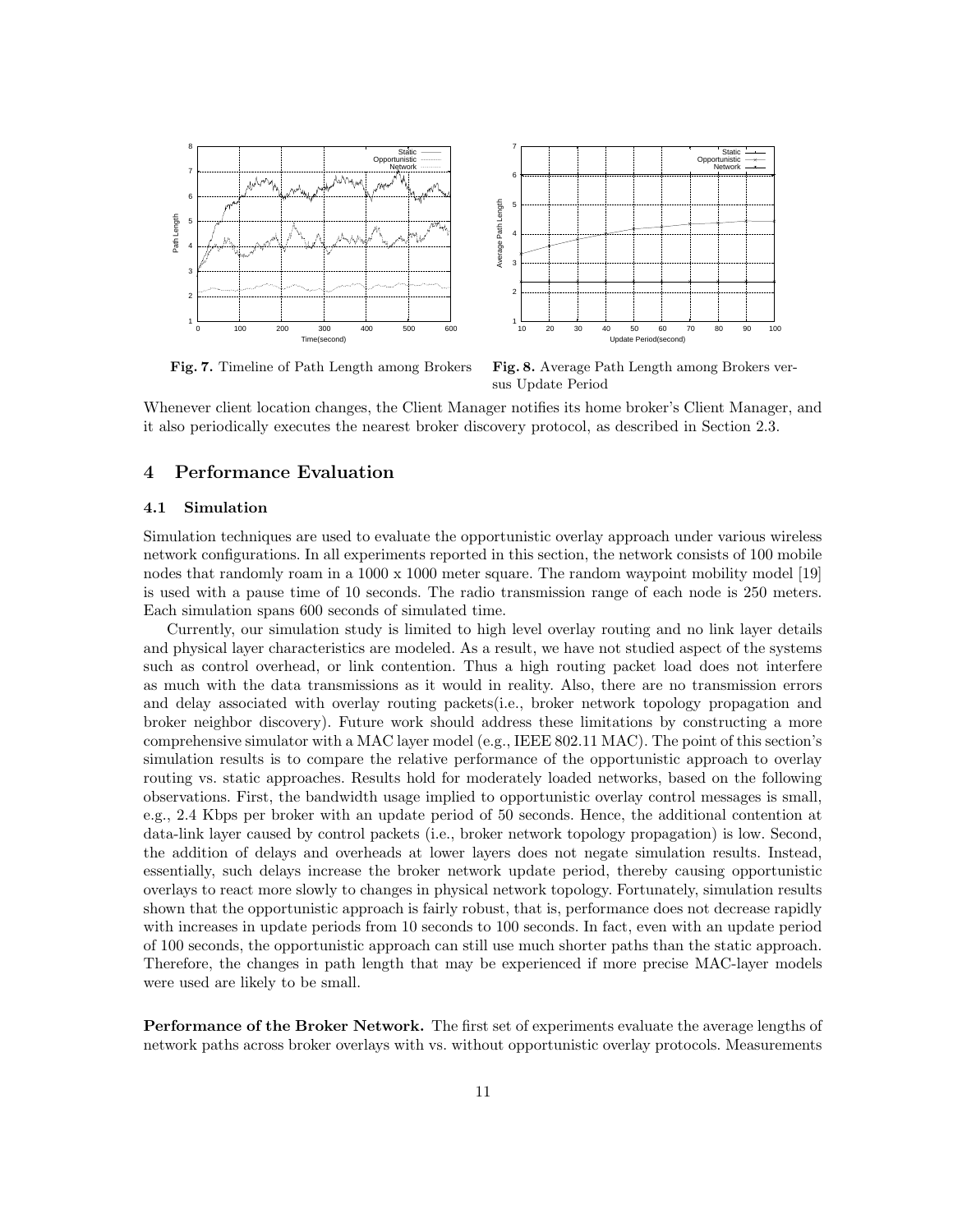**Fig. 7.** Timeline of Path Length among Brokers

**Fig. 8.** Average Path Length among Brokers versus Update Period

Whenever client location changes, the Client Manager notifies its home broker's Client Manager, and it also periodically executes the nearest broker discovery protocol, as described in Section 2.3.

## 4 Performance Evaluation

### 4.1 Simulation

Simulation techniques are used to evaluate the opportunistic overlay approach under various wireless network configurations. In all experiments reported in this section, the network consists of 100 mobile nodes that randomly roam in a 1000 x 1000 meter square. The random waypoint mobility model [19] is used with a pause time of 10 seconds. The radio transmission range of each node is 250 meters. Each simulation spans 600 seconds of simulated time.

Currently, our simulation study is limited to high level overlay routing and no link layer details and physical layer characteristics are modeled. As a result, we have not studied aspect of the systems such as control overhead, or link contention. Thus a high routing packet load does not interfere as much with the data transmissions as it would in reality. Also, there are no transmission errors and delay associated with overlay routing packets(i.e., broker network topology propagation and broker neighbor discovery). Future work should address these limitations by constructing a more comprehensive simulator with a MAC layer model (e.g., IEEE 802.11 MAC). The point of this section's simulation results is to compare the relative performance of the opportunistic approach to overlay routing vs. static approaches. Results hold for moderately loaded networks, based on the following observations. First, the bandwidth usage implied to opportunistic overlay control messages is small, e.g., 2.4 Kbps per broker with an update period of 50 seconds. Hence, the additional contention at data-link layer caused by control packets (i.e., broker network topology propagation) is low. Second, the addition of delays and overheads at lower layers does not negate simulation results. Instead, essentially, such delays increase the broker network update period, thereby causing opportunistic overlays to react more slowly to changes in physical network topology. Fortunately, simulation results shown that the opportunistic approach is fairly robust, that is, performance does not decrease rapidly with increases in update periods from 10 seconds to 100 seconds. In fact, even with an update period of 100 seconds, the opportunistic approach can still use much shorter paths than the static approach. Therefore, the changes in path length that may be experienced if more precise MAC-layer models were used are likely to be small.

**Performance of the Broker Network.** The first set of experiments evaluate the average lengths of network paths across broker overlays with vs. without opportunistic overlay protocols. Measurements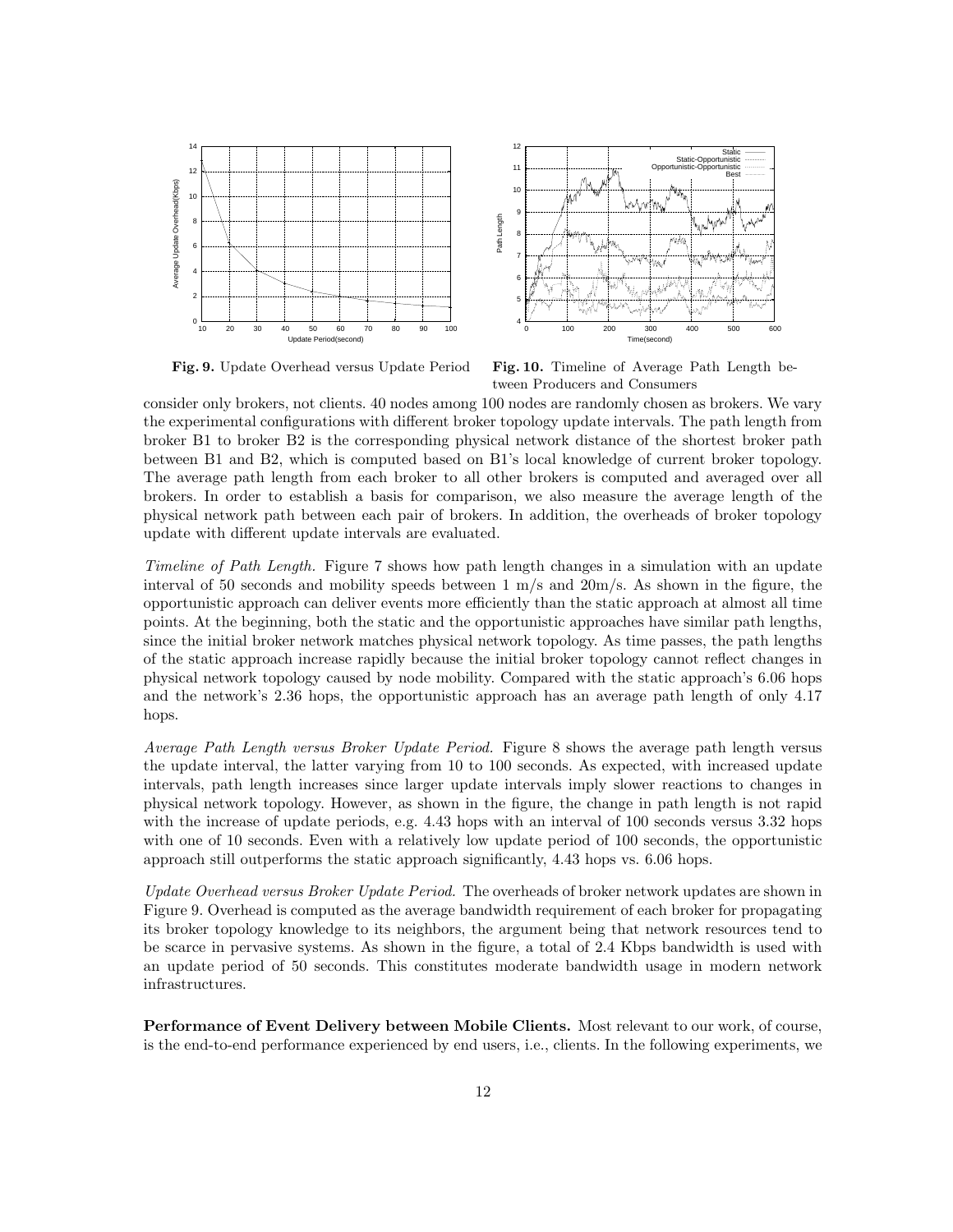Fig. 9. Update Overhead versus Update Period

Fig. 10. Timeline of Average Path Length between Producers and Consumers

consider only brokers, not clients. 40 nodes among 100 nodes are randomly chosen as brokers. We vary the experimental configurations with different broker topology update intervals. The path length from broker B1 to broker B2 is the corresponding physical network distance of the shortest broker path between B1 and B2, which is computed based on B1's local knowledge of current broker topology. The average path length from each broker to all other brokers is computed and averaged over all brokers. In order to establish a basis for comparison, we also measure the average length of the physical network path between each pair of brokers. In addition, the overheads of broker topology update with different update intervals are evaluated.

*Timeline of Path Length.* Figure 7 shows how path length changes in a simulation with an update interval of 50 seconds and mobility speeds between 1 m/s and 20m/s. As shown in the figure, the opportunistic approach can deliver events more efficiently than the static approach at almost all time points. At the beginning, both the static and the opportunistic approaches have similar path lengths, since the initial broker network matches physical network topology. As time passes, the path lengths of the static approach increase rapidly because the initial broker topology cannot reflect changes in physical network topology caused by node mobility. Compared with the static approach's 6.06 hops and the network's 2.36 hops, the opportunistic approach has an average path length of only 4.17 hops.

*Average Path Length versus Broker Update Period.* Figure 8 shows the average path length versus the update interval, the latter varying from 10 to 100 seconds. As expected, with increased update intervals, path length increases since larger update intervals imply slower reactions to changes in physical network topology. However, as shown in the figure, the change in path length is not rapid with the increase of update periods, e.g. 4.43 hops with an interval of 100 seconds versus 3.32 hops with one of 10 seconds. Even with a relatively low update period of 100 seconds, the opportunistic approach still outperforms the static approach significantly, 4.43 hops vs. 6.06 hops.

*Update Overhead versus Broker Update Period.* The overheads of broker network updates are shown in Figure 9. Overhead is computed as the average bandwidth requirement of each broker for propagating its broker topology knowledge to its neighbors, the argument being that network resources tend to be scarce in pervasive systems. As shown in the figure, a total of 2.4 Kbps bandwidth is used with an update period of 50 seconds. This constitutes moderate bandwidth usage in modern network infrastructures.

**Performance of Event Delivery between Mobile Clients.** Most relevant to our work, of course, is the end-to-end performance experienced by end users, i.e., clients. In the following experiments, we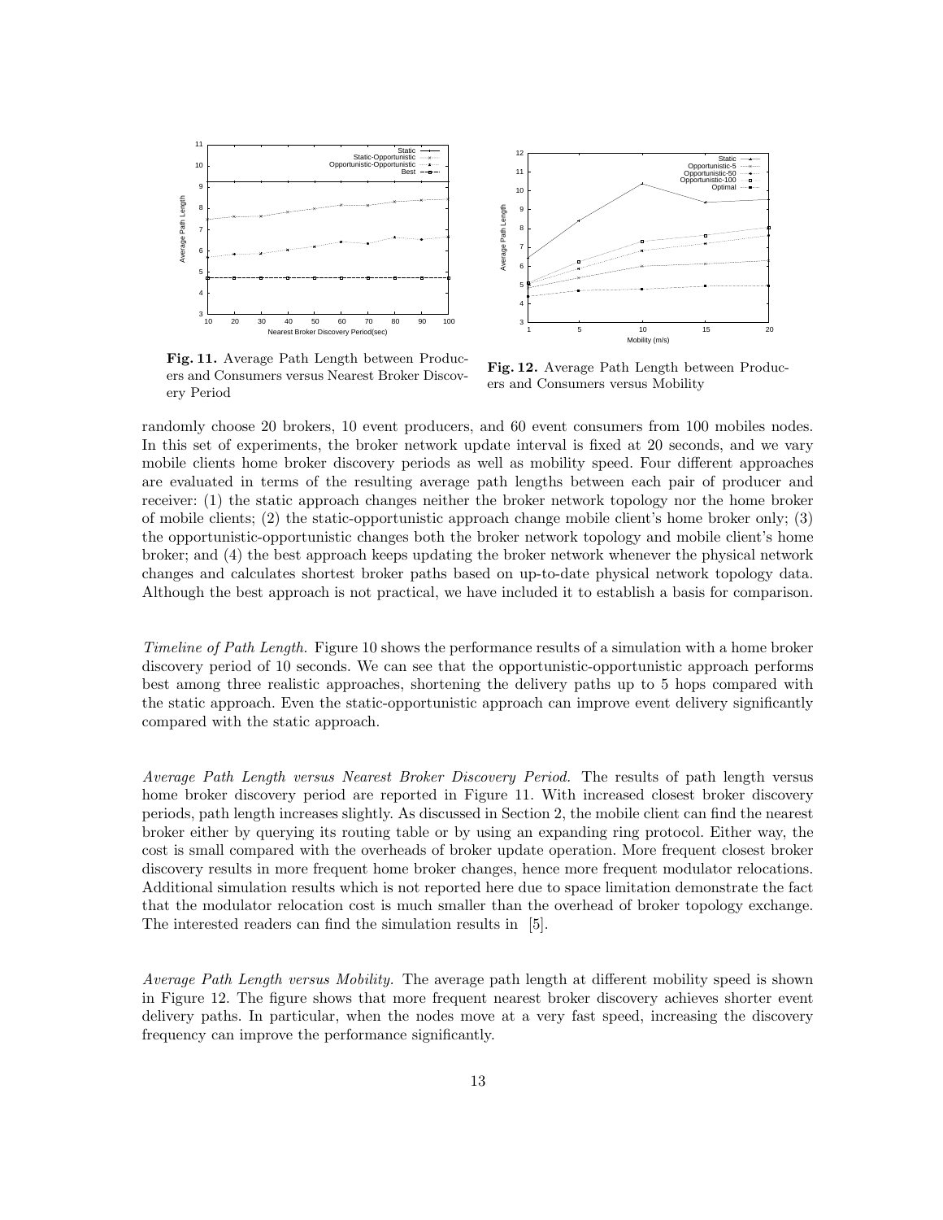**Fig. 11.** Average Path Length between Producers and Consumers versus Nearest Broker Discovery Period

**Fig. 12.** Average Path Length between Producers and Consumers versus Mobility

randomly choose 20 brokers, 10 event producers, and 60 event consumers from 100 mobiles nodes. In this set of experiments, the broker network update interval is fixed at 20 seconds, and we vary mobile clients home broker discovery periods as well as mobility speed. Four different approaches are evaluated in terms of the resulting average path lengths between each pair of producer and receiver: (1) the static approach changes neither the broker network topology nor the home broker of mobile clients; (2) the static-opportunistic approach change mobile client's home broker only; (3) the opportunistic-opportunistic changes both the broker network topology and mobile client's home broker; and (4) the best approach keeps updating the broker network whenever the physical network changes and calculates shortest broker paths based on up-to-date physical network topology data. Although the best approach is not practical, we have included it to establish a basis for comparison.

*Timeline of Path Length.* Figure 10 shows the performance results of a simulation with a home broker discovery period of 10 seconds. We can see that the opportunistic-opportunistic approach performs best among three realistic approaches, shortening the delivery paths up to 5 hops compared with the static approach. Even the static-opportunistic approach can improve event delivery significantly compared with the static approach.

*Average Path Length versus Nearest Broker Discovery Period.* The results of path length versus home broker discovery period are reported in Figure 11. With increased closest broker discovery periods, path length increases slightly. As discussed in Section 2, the mobile client can find the nearest broker either by querying its routing table or by using an expanding ring protocol. Either way, the cost is small compared with the overheads of broker update operation. More frequent closest broker discovery results in more frequent home broker changes, hence more frequent modulator relocations. Additional simulation results which is not reported here due to space limitation demonstrate the fact that the modulator relocation cost is much smaller than the overhead of broker topology exchange. The interested readers can find the simulation results in [5].

*Average Path Length versus Mobility.* The average path length at different mobility speed is shown in Figure 12. The figure shows that more frequent nearest broker discovery achieves shorter event delivery paths. In particular, when the nodes move at a very fast speed, increasing the discovery frequency can improve the performance significantly.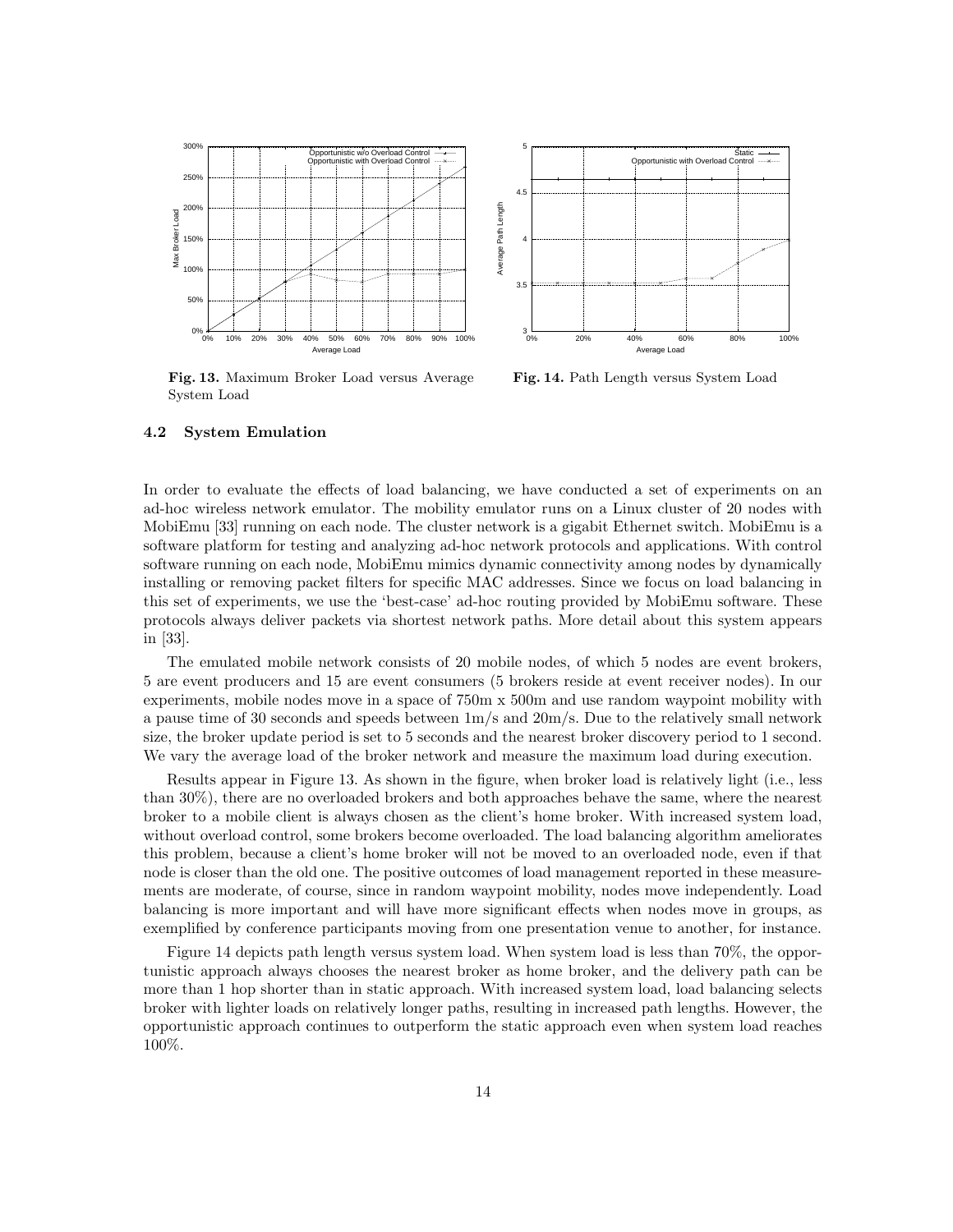Fig. 13. Maximum Broker Load versus Average System Load

Fig. 14. Path Length versus System Load

### 4.2 System Emulation

In order to evaluate the effects of load balancing, we have conducted a set of experiments on an ad-hoc wireless network emulator. The mobility emulator runs on a Linux cluster of 20 nodes with MobiEmu [33] running on each node. The cluster network is a gigabit Ethernet switch. MobiEmu is a software platform for testing and analyzing ad-hoc network protocols and applications. With control software running on each node, MobiEmu mimics dynamic connectivity among nodes by dynamically installing or removing packet filters for specific MAC addresses. Since we focus on load balancing in this set of experiments, we use the 'best-case' ad-hoc routing provided by MobiEmu software. These protocols always deliver packets via shortest network paths. More detail about this system appears in [33].

The emulated mobile network consists of 20 mobile nodes, of which 5 nodes are event brokers, 5 are event producers and 15 are event consumers (5 brokers reside at event receiver nodes). In our experiments, mobile nodes move in a space of 750m x 500m and use random waypoint mobility with a pause time of 30 seconds and speeds between 1m/s and 20m/s. Due to the relatively small network size, the broker update period is set to 5 seconds and the nearest broker discovery period to 1 second. We vary the average load of the broker network and measure the maximum load during execution.

Results appear in Figure 13. As shown in the figure, when broker load is relatively light (i.e., less than 30%), there are no overloaded brokers and both approaches behave the same, where the nearest broker to a mobile client is always chosen as the client's home broker. With increased system load, without overload control, some brokers become overloaded. The load balancing algorithm ameliorates this problem, because a client's home broker will not be moved to an overloaded node, even if that node is closer than the old one. The positive outcomes of load management reported in these measurements are moderate, of course, since in random waypoint mobility, nodes move independently. Load balancing is more important and will have more significant effects when nodes move in groups, as exemplified by conference participants moving from one presentation venue to another, for instance.

Figure 14 depicts path length versus system load. When system load is less than 70%, the opportunistic approach always chooses the nearest broker as home broker, and the delivery path can be more than 1 hop shorter than in static approach. With increased system load, load balancing selects broker with lighter loads on relatively longer paths, resulting in increased path lengths. However, the opportunistic approach continues to outperform the static approach even when system load reaches 100%.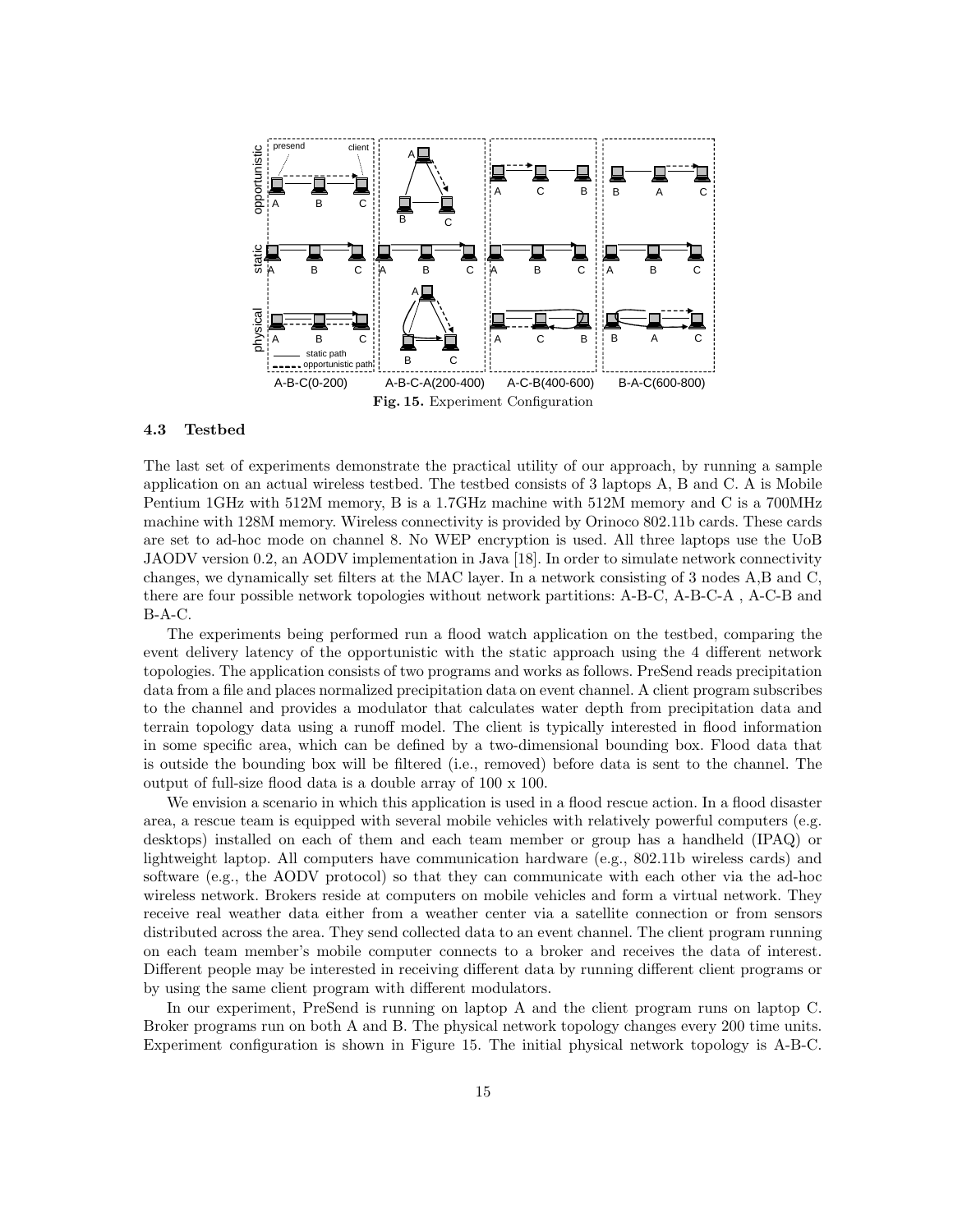Fig. 15. Experiment Configuration

### 4.3 Testbed

The last set of experiments demonstrate the practical utility of our approach, by running a sample application on an actual wireless testbed. The testbed consists of 3 laptops A, B and C. A is Mobile Pentium 1GHz with 512M memory, B is a 1.7GHz machine with 512M memory and C is a 700MHz machine with 128M memory. Wireless connectivity is provided by Orinoco 802.11b cards. These cards are set to ad-hoc mode on channel 8. No WEP encryption is used. All three laptops use the UoB JAODV version 0.2, an AODV implementation in Java [18]. In order to simulate network connectivity changes, we dynamically set filters at the MAC layer. In a network consisting of 3 nodes A,B and C, there are four possible network topologies without network partitions: A-B-C, A-B-C-A , A-C-B and B-A-C.

The experiments being performed run a flood watch application on the testbed, comparing the event delivery latency of the opportunistic with the static approach using the 4 different network topologies. The application consists of two programs and works as follows. PreSend reads precipitation data from a file and places normalized precipitation data on event channel. A client program subscribes to the channel and provides a modulator that calculates water depth from precipitation data and terrain topology data using a runoff model. The client is typically interested in flood information in some specific area, which can be defined by a two-dimensional bounding box. Flood data that is outside the bounding box will be filtered (i.e., removed) before data is sent to the channel. The output of full-size flood data is a double array of 100 x 100.

We envision a scenario in which this application is used in a flood rescue action. In a flood disaster area, a rescue team is equipped with several mobile vehicles with relatively powerful computers (e.g. desktops) installed on each of them and each team member or group has a handheld (IPAQ) or lightweight laptop. All computers have communication hardware (e.g., 802.11b wireless cards) and software (e.g., the AODV protocol) so that they can communicate with each other via the ad-hoc wireless network. Brokers reside at computers on mobile vehicles and form a virtual network. They receive real weather data either from a weather center via a satellite connection or from sensors distributed across the area. They send collected data to an event channel. The client program running on each team member's mobile computer connects to a broker and receives the data of interest. Different people may be interested in receiving different data by running different client programs or by using the same client program with different modulators.

In our experiment, PreSend is running on laptop A and the client program runs on laptop C. Broker programs run on both A and B. The physical network topology changes every 200 time units. Experiment configuration is shown in Figure 15. The initial physical network topology is A-B-C.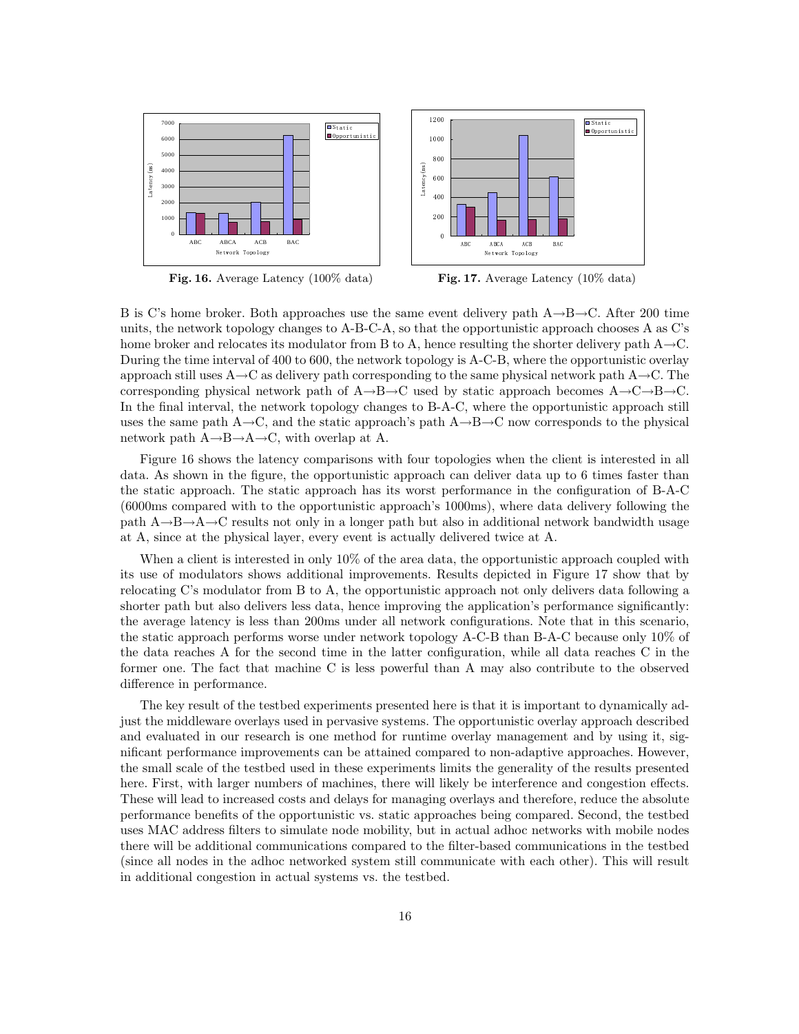Fig. 16. Average Latency (100% data)

Fig. 17. Average Latency (10% data)

B is C's home broker. Both approaches use the same event delivery path A→B→C. After 200 time units, the network topology changes to A-B-C-A, so that the opportunistic approach chooses A as C's home broker and relocates its modulator from B to A, hence resulting the shorter delivery path A→C. During the time interval of 400 to 600, the network topology is A-C-B, where the opportunistic overlay approach still uses A→C as delivery path corresponding to the same physical network path A→C. The corresponding physical network path of A→B→C used by static approach becomes A→C→B→C. In the final interval, the network topology changes to B-A-C, where the opportunistic approach still uses the same path A→C, and the static approach's path A→B→C now corresponds to the physical network path A→B→A→C, with overlap at A.

Figure 16 shows the latency comparisons with four topologies when the client is interested in all data. As shown in the figure, the opportunistic approach can deliver data up to 6 times faster than the static approach. The static approach has its worst performance in the configuration of B-A-C (6000ms compared with to the opportunistic approach's 1000ms), where data delivery following the path A→B→A→C results not only in a longer path but also in additional network bandwidth usage at A, since at the physical layer, every event is actually delivered twice at A.

When a client is interested in only 10% of the area data, the opportunistic approach coupled with its use of modulators shows additional improvements. Results depicted in Figure 17 show that by relocating C's modulator from B to A, the opportunistic approach not only delivers data following a shorter path but also delivers less data, hence improving the application's performance significantly: the average latency is less than 200ms under all network configurations. Note that in this scenario, the static approach performs worse under network topology A-C-B than B-A-C because only 10% of the data reaches A for the second time in the latter configuration, while all data reaches C in the former one. The fact that machine C is less powerful than A may also contribute to the observed difference in performance.

The key result of the testbed experiments presented here is that it is important to dynamically adjust the middleware overlays used in pervasive systems. The opportunistic overlay approach described and evaluated in our research is one method for runtime overlay management and by using it, significant performance improvements can be attained compared to non-adaptive approaches. However, the small scale of the testbed used in these experiments limits the generality of the results presented here. First, with larger numbers of machines, there will likely be interference and congestion effects. These will lead to increased costs and delays for managing overlays and therefore, reduce the absolute performance benefits of the opportunistic vs. static approaches being compared. Second, the testbed uses MAC address filters to simulate node mobility, but in actual adhoc networks with mobile nodes there will be additional communications compared to the filter-based communications in the testbed (since all nodes in the adhoc networked system still communicate with each other). This will result in additional congestion in actual systems vs. the testbed.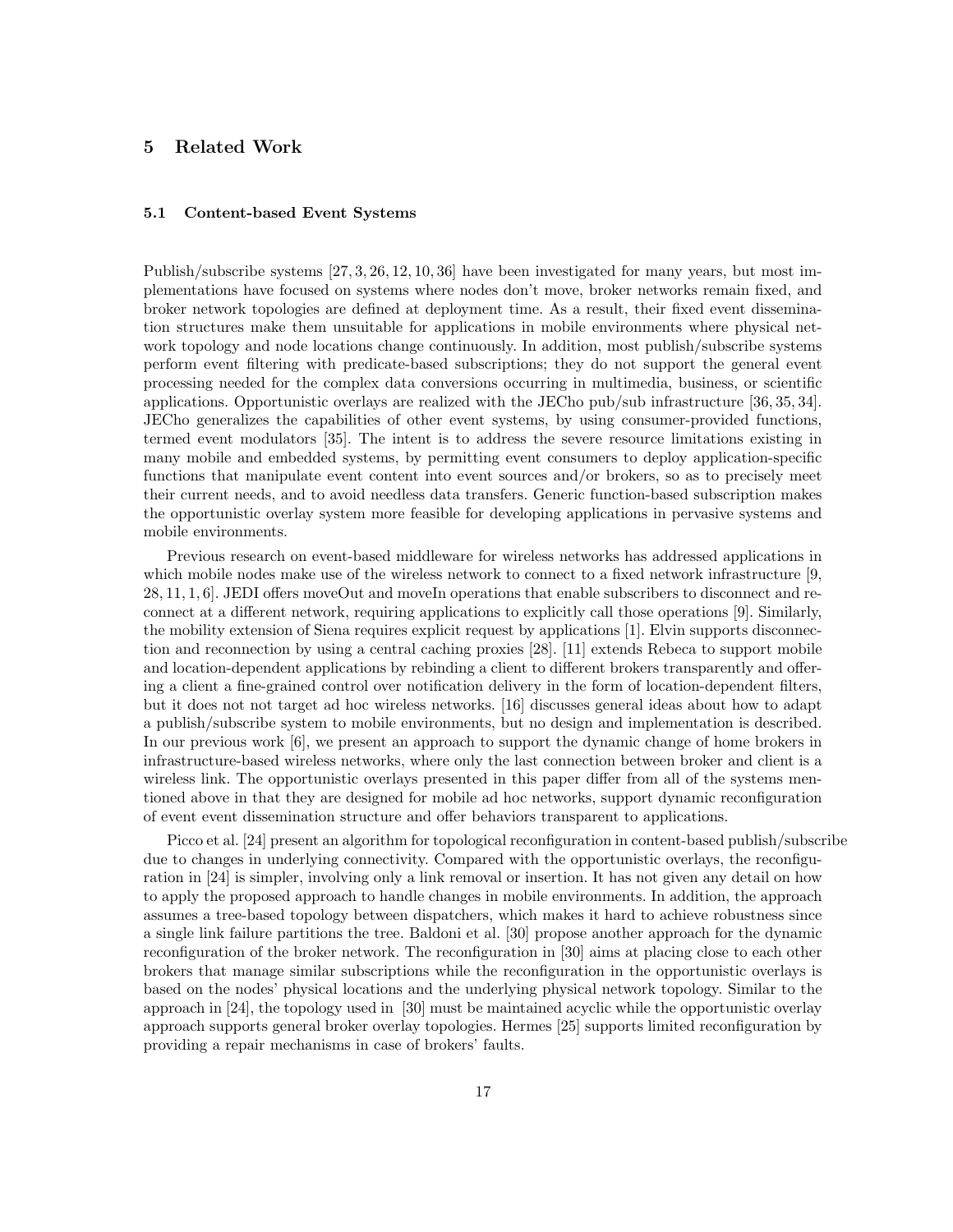## 5 Related Work

### 5.1 Content-based Event Systems

Publish/subscribe systems [27, 3, 26, 12, 10, 36] have been investigated for many years, but most implementations have focused on systems where nodes don't move, broker networks remain fixed, and broker network topologies are defined at deployment time. As a result, their fixed event dissemination structures make them unsuitable for applications in mobile environments where physical network topology and node locations change continuously. In addition, most publish/subscribe systems perform event filtering with predicate-based subscriptions; they do not support the general event processing needed for the complex data conversions occurring in multimedia, business, or scientific applications. Opportunistic overlays are realized with the JECho pub/sub infrastructure [36, 35, 34]. JECho generalizes the capabilities of other event systems, by using consumer-provided functions, termed event modulators [35]. The intent is to address the severe resource limitations existing in many mobile and embedded systems, by permitting event consumers to deploy application-specific functions that manipulate event content into event sources and/or brokers, so as to precisely meet their current needs, and to avoid needless data transfers. Generic function-based subscription makes the opportunistic overlay system more feasible for developing applications in pervasive systems and mobile environments.

Previous research on event-based middleware for wireless networks has addressed applications in which mobile nodes make use of the wireless network to connect to a fixed network infrastructure [9, 28, 11, 1, 6]. JEDI offers moveOut and moveIn operations that enable subscribers to disconnect and reconnect at a different network, requiring applications to explicitly call those operations [9]. Similarly, the mobility extension of Siena requires explicit request by applications [1]. Elvin supports disconnection and reconnection by using a central caching proxies [28]. [11] extends Rebeca to support mobile and location-dependent applications by rebinding a client to different brokers transparently and offering a client a fine-grained control over notification delivery in the form of location-dependent filters, but it does not not target ad hoc wireless networks. [16] discusses general ideas about how to adapt a publish/subscribe system to mobile environments, but no design and implementation is described. In our previous work [6], we present an approach to support the dynamic change of home brokers in infrastructure-based wireless networks, where only the last connection between broker and client is a wireless link. The opportunistic overlays presented in this paper differ from all of the systems mentioned above in that they are designed for mobile ad hoc networks, support dynamic reconfiguration of event event dissemination structure and offer behaviors transparent to applications.

Picco et al. [24] present an algorithm for topological reconfiguration in content-based publish/subscribe due to changes in underlying connectivity. Compared with the opportunistic overlays, the reconfiguration in [24] is simpler, involving only a link removal or insertion. It has not given any detail on how to apply the proposed approach to handle changes in mobile environments. In addition, the approach assumes a tree-based topology between dispatchers, which makes it hard to achieve robustness since a single link failure partitions the tree. Baldoni et al. [30] propose another approach for the dynamic reconfiguration of the broker network. The reconfiguration in [30] aims at placing close to each other brokers that manage similar subscriptions while the reconfiguration in the opportunistic overlays is based on the nodes' physical locations and the underlying physical network topology. Similar to the approach in [24], the topology used in [30] must be maintained acyclic while the opportunistic overlay approach supports general broker overlay topologies. Hermes [25] supports limited reconfiguration by providing a repair mechanisms in case of brokers' faults.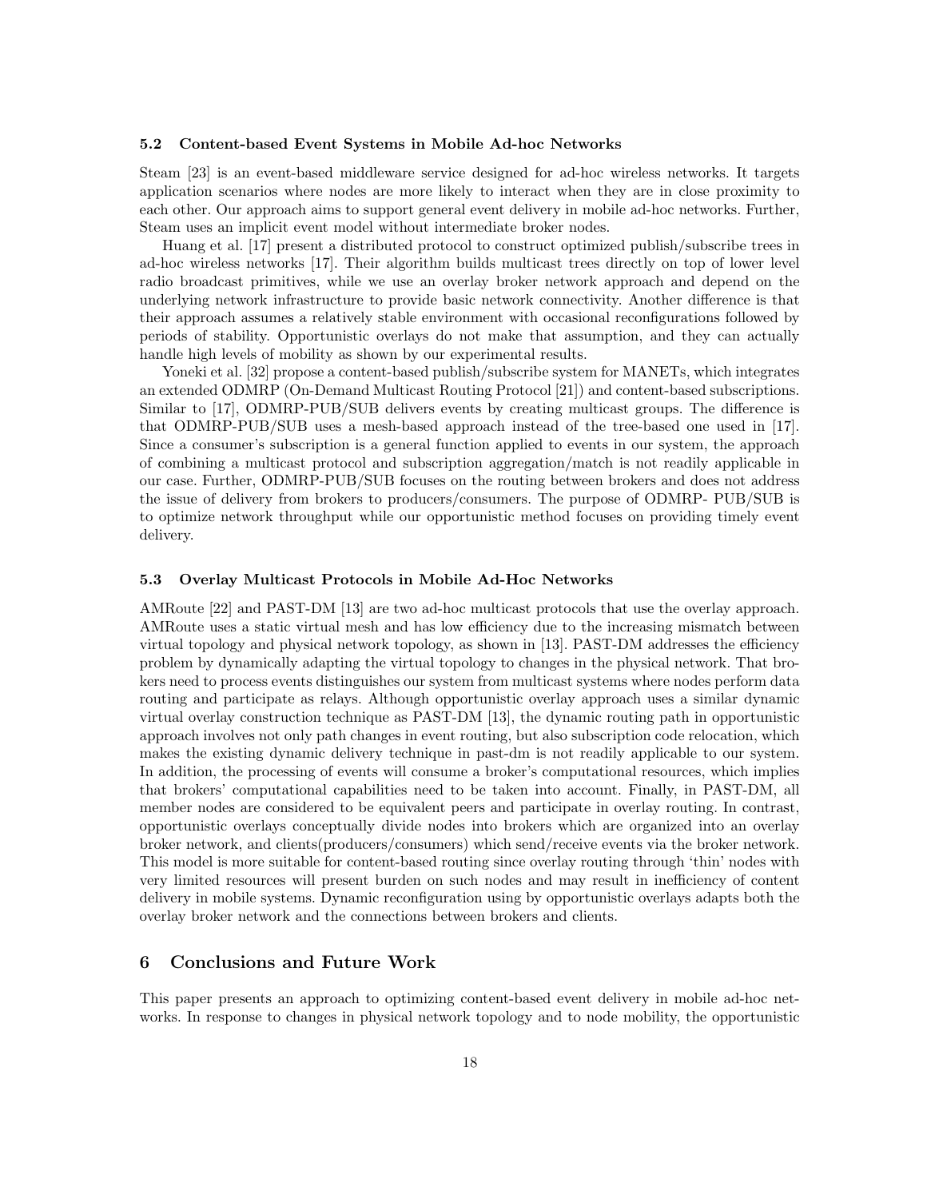### 5.2 Content-based Event Systems in Mobile Ad-hoc Networks

Steam [23] is an event-based middleware service designed for ad-hoc wireless networks. It targets application scenarios where nodes are more likely to interact when they are in close proximity to each other. Our approach aims to support general event delivery in mobile ad-hoc networks. Further, Steam uses an implicit event model without intermediate broker nodes.

Huang et al. [17] present a distributed protocol to construct optimized publish/subscribe trees in ad-hoc wireless networks [17]. Their algorithm builds multicast trees directly on top of lower level radio broadcast primitives, while we use an overlay broker network approach and depend on the underlying network infrastructure to provide basic network connectivity. Another difference is that their approach assumes a relatively stable environment with occasional reconfigurations followed by periods of stability. Opportunistic overlays do not make that assumption, and they can actually handle high levels of mobility as shown by our experimental results.

Yoneki et al. [32] propose a content-based publish/subscribe system for MANETs, which integrates an extended ODMRP (On-Demand Multicast Routing Protocol [21]) and content-based subscriptions. Similar to [17], ODMRP-PUB/SUB delivers events by creating multicast groups. The difference is that ODMRP-PUB/SUB uses a mesh-based approach instead of the tree-based one used in [17]. Since a consumer's subscription is a general function applied to events in our system, the approach of combining a multicast protocol and subscription aggregation/match is not readily applicable in our case. Further, ODMRP-PUB/SUB focuses on the routing between brokers and does not address the issue of delivery from brokers to producers/consumers. The purpose of ODMRP- PUB/SUB is to optimize network throughput while our opportunistic method focuses on providing timely event delivery.

### 5.3 Overlay Multicast Protocols in Mobile Ad-Hoc Networks

AMRoute [22] and PAST-DM [13] are two ad-hoc multicast protocols that use the overlay approach. AMRoute uses a static virtual mesh and has low efficiency due to the increasing mismatch between virtual topology and physical network topology, as shown in [13]. PAST-DM addresses the efficiency problem by dynamically adapting the virtual topology to changes in the physical network. That brokers need to process events distinguishes our system from multicast systems where nodes perform data routing and participate as relays. Although opportunistic overlay approach uses a similar dynamic virtual overlay construction technique as PAST-DM [13], the dynamic routing path in opportunistic approach involves not only path changes in event routing, but also subscription code relocation, which makes the existing dynamic delivery technique in past-dm is not readily applicable to our system. In addition, the processing of events will consume a broker's computational resources, which implies that brokers' computational capabilities need to be taken into account. Finally, in PAST-DM, all member nodes are considered to be equivalent peers and participate in overlay routing. In contrast, opportunistic overlays conceptually divide nodes into brokers which are organized into an overlay broker network, and clients(producers/consumers) which send/receive events via the broker network. This model is more suitable for content-based routing since overlay routing through 'thin' nodes with very limited resources will present burden on such nodes and may result in inefficiency of content delivery in mobile systems. Dynamic reconfiguration using by opportunistic overlays adapts both the overlay broker network and the connections between brokers and clients.

## 6 Conclusions and Future Work

This paper presents an approach to optimizing content-based event delivery in mobile ad-hoc networks. In response to changes in physical network topology and to node mobility, the opportunistic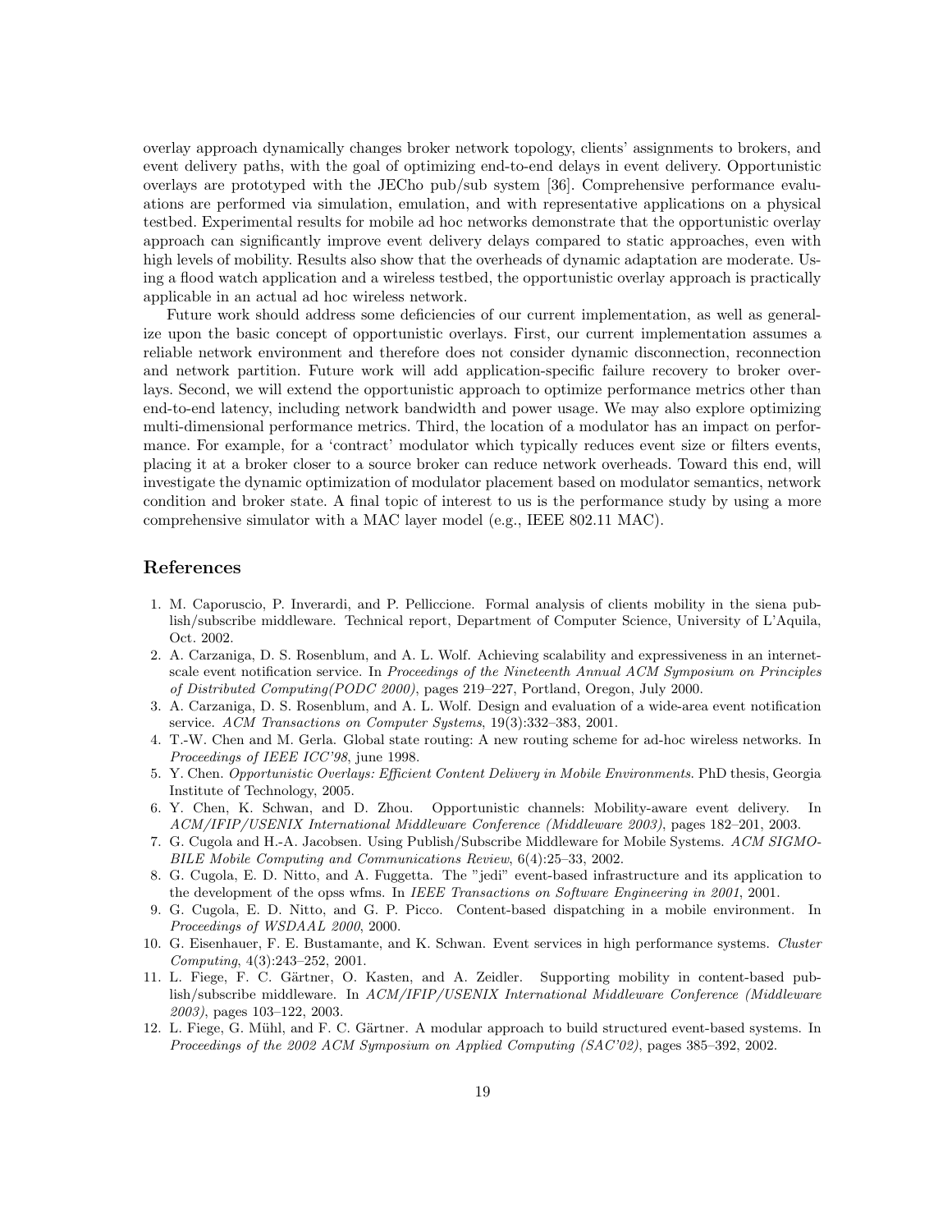overlay approach dynamically changes broker network topology, clients' assignments to brokers, and event delivery paths, with the goal of optimizing end-to-end delays in event delivery. Opportunistic overlays are prototyped with the JECho pub/sub system [36]. Comprehensive performance evaluations are performed via simulation, emulation, and with representative applications on a physical testbed. Experimental results for mobile ad hoc networks demonstrate that the opportunistic overlay approach can significantly improve event delivery delays compared to static approaches, even with high levels of mobility. Results also show that the overheads of dynamic adaptation are moderate. Using a flood watch application and a wireless testbed, the opportunistic overlay approach is practically applicable in an actual ad hoc wireless network.

Future work should address some deficiencies of our current implementation, as well as generalize upon the basic concept of opportunistic overlays. First, our current implementation assumes a reliable network environment and therefore does not consider dynamic disconnection, reconnection and network partition. Future work will add application-specific failure recovery to broker overlays. Second, we will extend the opportunistic approach to optimize performance metrics other than end-to-end latency, including network bandwidth and power usage. We may also explore optimizing multi-dimensional performance metrics. Third, the location of a modulator has an impact on performance. For example, for a 'contract' modulator which typically reduces event size or filters events, placing it at a broker closer to a source broker can reduce network overheads. Toward this end, will investigate the dynamic optimization of modulator placement based on modulator semantics, network condition and broker state. A final topic of interest to us is the performance study by using a more comprehensive simulator with a MAC layer model (e.g., IEEE 802.11 MAC).

## References

1. M. Caporuscio, P. Inverardi, and P. Pelliccione. Formal analysis of clients mobility in the siena publish/subscribe middleware. Technical report, Department of Computer Science, University of L'Aquila, Oct. 2002.
2. A. Carzaniga, D. S. Rosenblum, and A. L. Wolf. Achieving scalability and expressiveness in an internet-scale event notification service. In *Proceedings of the Nineteenth Annual ACM Symposium on Principles of Distributed Computing(PODC 2000)*, pages 219–227, Portland, Oregon, July 2000.
3. A. Carzaniga, D. S. Rosenblum, and A. L. Wolf. Design and evaluation of a wide-area event notification service. *ACM Transactions on Computer Systems*, 19(3):332–383, 2001.
4. T.-W. Chen and M. Gerla. Global state routing: A new routing scheme for ad-hoc wireless networks. In *Proceedings of IEEE ICC'98*, june 1998.
5. Y. Chen. *Opportunistic Overlays: Efficient Content Delivery in Mobile Environments*. PhD thesis, Georgia Institute of Technology, 2005.
6. Y. Chen, K. Schwan, and D. Zhou. Opportunistic channels: Mobility-aware event delivery. In *ACM/IFIP/USENIX International Middleware Conference (Middleware 2003)*, pages 182–201, 2003.
7. G. Cugola and H.-A. Jacobsen. Using Publish/Subscribe Middleware for Mobile Systems. *ACM SIGMOBILE Mobile Computing and Communications Review*, 6(4):25–33, 2002.
8. G. Cugola, E. D. Nitto, and A. Fuggetta. The "jedi" event-based infrastructure and its application to the development of the opss wfms. In *IEEE Transactions on Software Engineering in 2001*, 2001.
9. G. Cugola, E. D. Nitto, and G. P. Picco. Content-based dispatching in a mobile environment. In *Proceedings of WSDAAL 2000*, 2000.
10. G. Eisenhauer, F. E. Bustamante, and K. Schwan. Event services in high performance systems. *Cluster Computing*, 4(3):243–252, 2001.
11. L. Fiege, F. C. Gärtner, O. Kasten, and A. Zeidler. Supporting mobility in content-based publish/subscribe middleware. In *ACM/IFIP/USENIX International Middleware Conference (Middleware 2003)*, pages 103–122, 2003.
12. L. Fiege, G. Mühl, and F. C. Gärtner. A modular approach to build structured event-based systems. In *Proceedings of the 2002 ACM Symposium on Applied Computing (SAC'02)*, pages 385–392, 2002.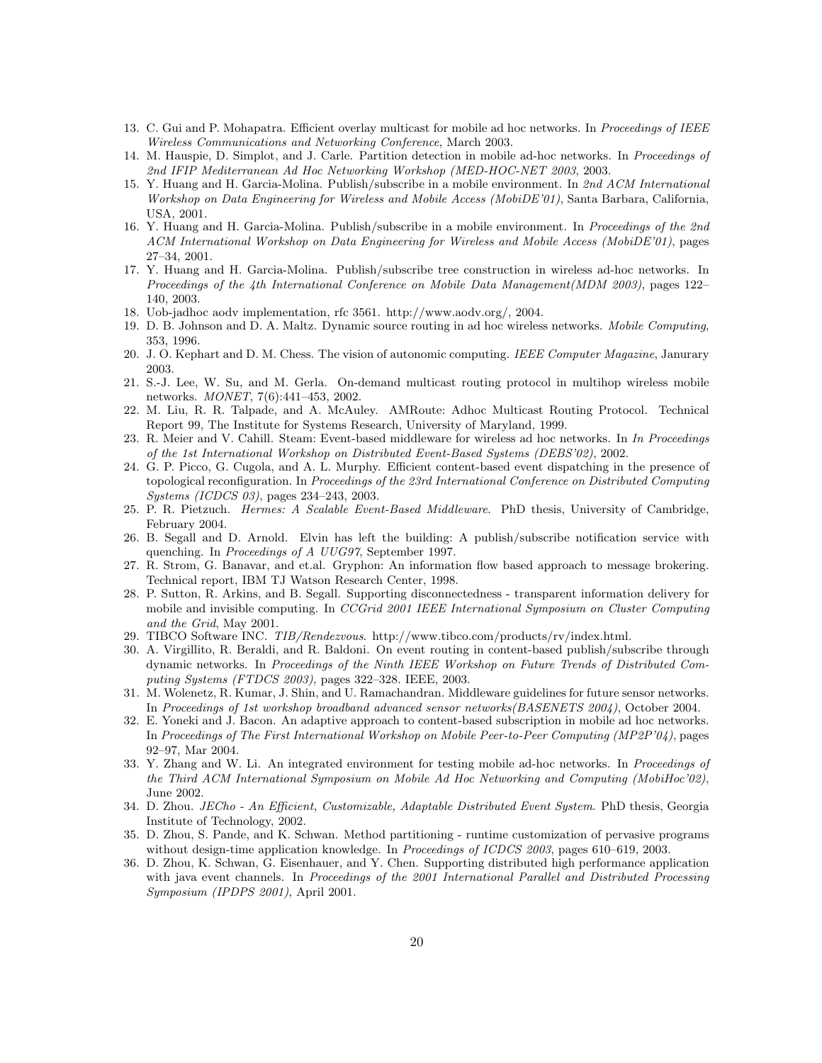13. C. Gui and P. Mohapatra. Efficient overlay multicast for mobile ad hoc networks. In *Proceedings of IEEE Wireless Communications and Networking Conference*, March 2003.
14. M. Hauspie, D. Simplot, and J. Carle. Partition detection in mobile ad-hoc networks. In *Proceedings of 2nd IFIP Mediterranean Ad Hoc Networking Workshop (MED-HOC-NET 2003*, 2003.
15. Y. Huang and H. Garcia-Molina. Publish/subscribe in a mobile environment. In *2nd ACM International Workshop on Data Engineering for Wireless and Mobile Access (MobiDE'01)*, Santa Barbara, California, USA, 2001.
16. Y. Huang and H. Garcia-Molina. Publish/subscribe in a mobile environment. In *Proceedings of the 2nd ACM International Workshop on Data Engineering for Wireless and Mobile Access (MobiDE'01)*, pages 27–34, 2001.
17. Y. Huang and H. Garcia-Molina. Publish/subscribe tree construction in wireless ad-hoc networks. In *Proceedings of the 4th International Conference on Mobile Data Management(MDM 2003)*, pages 122–140, 2003.
18. Uob-jadhoc aodv implementation, rfc 3561. http://www.aodv.org/, 2004.
19. D. B. Johnson and D. A. Maltz. Dynamic source routing in ad hoc wireless networks. *Mobile Computing*, 353, 1996.
20. J. O. Kephart and D. M. Chess. The vision of autonomic computing. *IEEE Computer Magazine*, Janurary 2003.
21. S.-J. Lee, W. Su, and M. Gerla. On-demand multicast routing protocol in multihop wireless mobile networks. *MONET*, 7(6):441–453, 2002.
22. M. Liu, R. R. Talpade, and A. McAuley. AMRoute: Adhoc Multicast Routing Protocol. Technical Report 99, The Institute for Systems Research, University of Maryland, 1999.
23. R. Meier and V. Cahill. Steam: Event-based middleware for wireless ad hoc networks. In *In Proceedings of the 1st International Workshop on Distributed Event-Based Systems (DEBS'02)*, 2002.
24. G. P. Picco, G. Cugola, and A. L. Murphy. Efficient content-based event dispatching in the presence of topological reconfiguration. In *Proceedings of the 23rd International Conference on Distributed Computing Systems (ICDCS 03)*, pages 234–243, 2003.
25. P. R. Pietzuch. *Hermes: A Scalable Event-Based Middleware*. PhD thesis, University of Cambridge, February 2004.
26. B. Segall and D. Arnold. Elvin has left the building: A publish/subscribe notification service with quenching. In *Proceedings of A UUG97*, September 1997.
27. R. Strom, G. Banavar, and et.al. Gryphon: An information flow based approach to message brokering. Technical report, IBM TJ Watson Research Center, 1998.
28. P. Sutton, R. Arkins, and B. Segall. Supporting disconnectedness - transparent information delivery for mobile and invisible computing. In *CCGrid 2001 IEEE International Symposium on Cluster Computing and the Grid*, May 2001.
29. TIBCO Software INC. *TIB/Rendezvous*. http://www.tibco.com/products/rv/index.html.
30. A. Virgillito, R. Beraldi, and R. Baldoni. On event routing in content-based publish/subscribe through dynamic networks. In *Proceedings of the Ninth IEEE Workshop on Future Trends of Distributed Computing Systems (FTDCS 2003)*, pages 322–328. IEEE, 2003.
31. M. Wolenetz, R. Kumar, J. Shin, and U. Ramachandran. Middleware guidelines for future sensor networks. In *Proceedings of 1st workshop broadband advanced sensor networks(BASENETS 2004)*, October 2004.
32. E. Yoneki and J. Bacon. An adaptive approach to content-based subscription in mobile ad hoc networks. In *Proceedings of The First International Workshop on Mobile Peer-to-Peer Computing (MP2P'04)*, pages 92–97, Mar 2004.
33. Y. Zhang and W. Li. An integrated environment for testing mobile ad-hoc networks. In *Proceedings of the Third ACM International Symposium on Mobile Ad Hoc Networking and Computing (MobiHoc'02)*, June 2002.
34. D. Zhou. *JECho - An Efficient, Customizable, Adaptable Distributed Event System*. PhD thesis, Georgia Institute of Technology, 2002.
35. D. Zhou, S. Pande, and K. Schwan. Method partitioning - runtime customization of pervasive programs without design-time application knowledge. In *Proceedings of ICDCS 2003*, pages 610–619, 2003.
36. D. Zhou, K. Schwan, G. Eisenhauer, and Y. Chen. Supporting distributed high performance application with java event channels. In *Proceedings of the 2001 International Parallel and Distributed Processing Symposium (IPDPS 2001)*, April 2001.